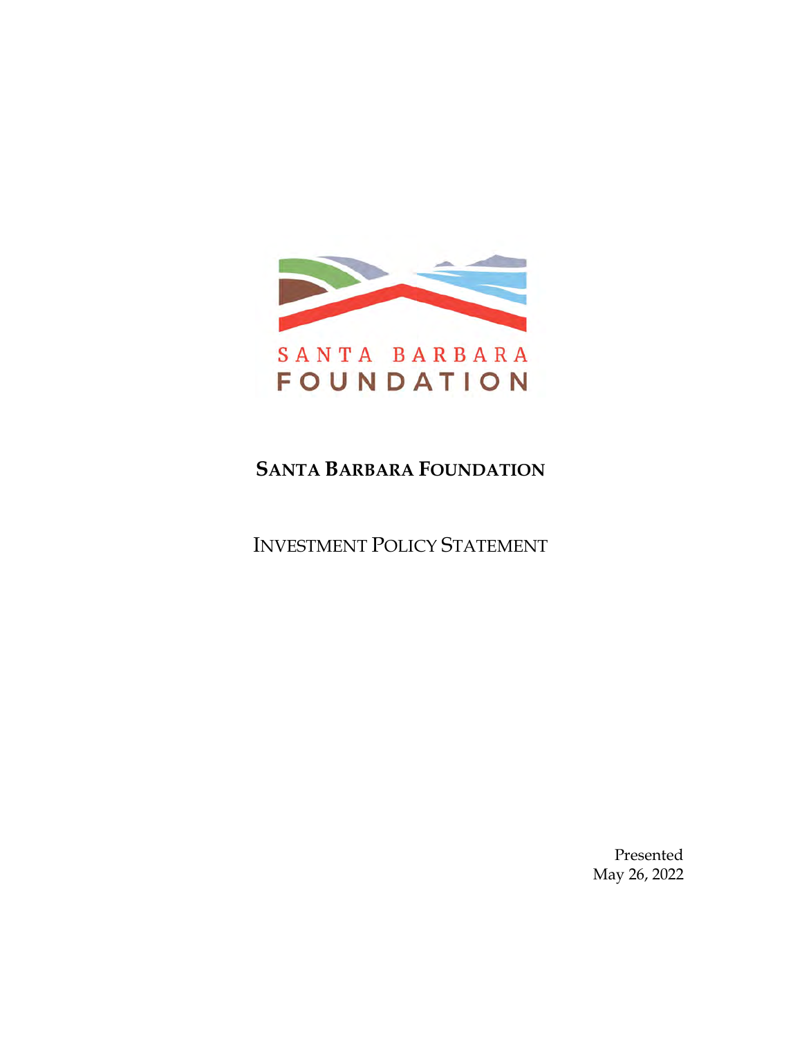# SANTA BARBARA FOUNDATION

## INVESTMENT POLICY STATEMENT

Presented
May 26, 2022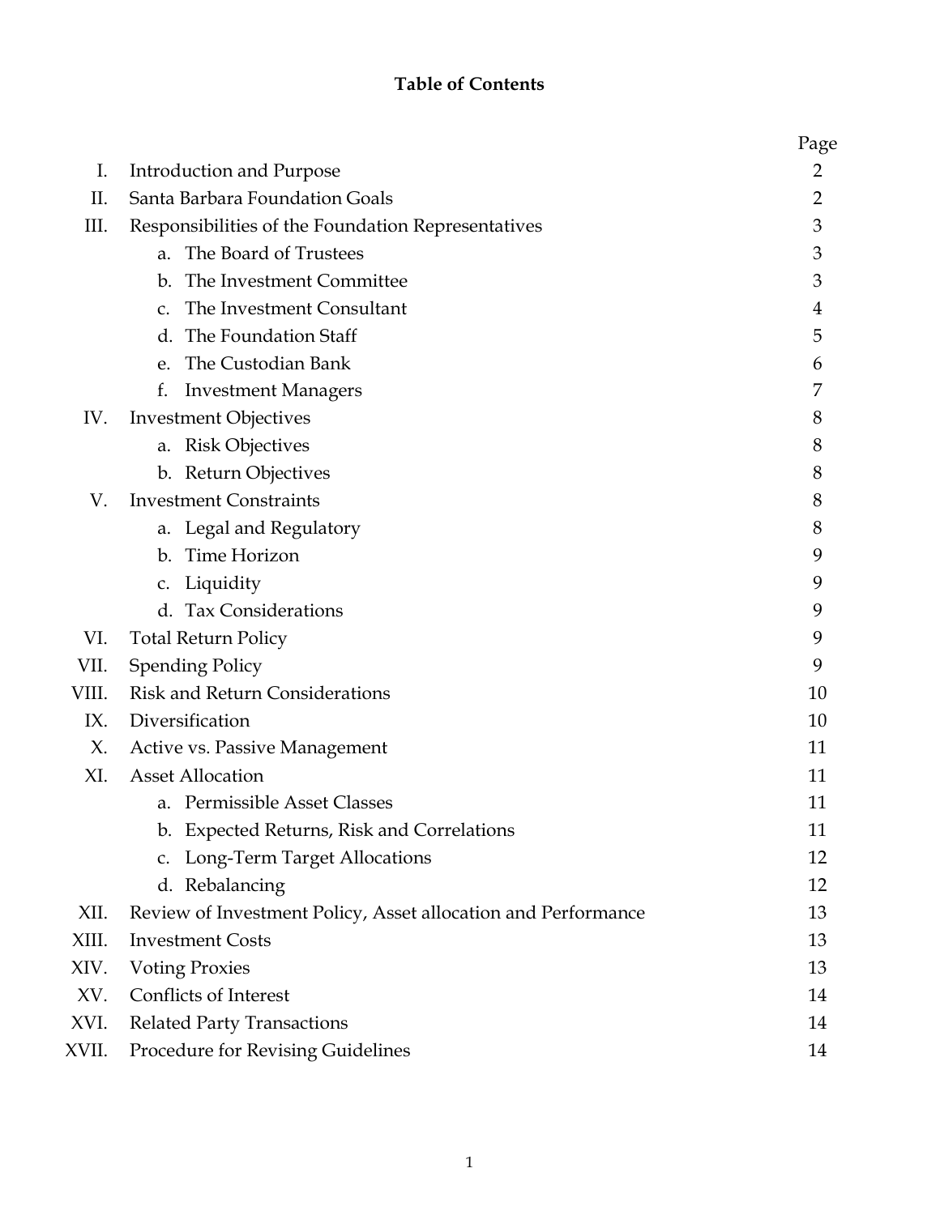## Table of Contents

| | | Page |
|---|---|---|
| I. | Introduction and Purpose | 2 |
| II. | Santa Barbara Foundation Goals | 2 |
| III. | Responsibilities of the Foundation Representatives | 3 |
| | a. The Board of Trustees | 3 |
| | b. The Investment Committee | 3 |
| | c. The Investment Consultant | 4 |
| | d. The Foundation Staff | 5 |
| | e. The Custodian Bank | 6 |
| | f. Investment Managers | 7 |
| IV. | Investment Objectives | 8 |
| | a. Risk Objectives | 8 |
| | b. Return Objectives | 8 |
| V. | Investment Constraints | 8 |
| | a. Legal and Regulatory | 8 |
| | b. Time Horizon | 9 |
| | c. Liquidity | 9 |
| | d. Tax Considerations | 9 |
| VI. | Total Return Policy | 9 |
| VII. | Spending Policy | 9 |
| VIII. | Risk and Return Considerations | 10 |
| IX. | Diversification | 10 |
| X. | Active vs. Passive Management | 11 |
| XI. | Asset Allocation | 11 |
| | a. Permissible Asset Classes | 11 |
| | b. Expected Returns, Risk and Correlations | 11 |
| | c. Long-Term Target Allocations | 12 |
| | d. Rebalancing | 12 |
| XII. | Review of Investment Policy, Asset allocation and Performance | 13 |
| XIII. | Investment Costs | 13 |
| XIV. | Voting Proxies | 13 |
| XV. | Conflicts of Interest | 14 |
| XVI. | Related Party Transactions | 14 |
| XVII. | Procedure for Revising Guidelines | 14 |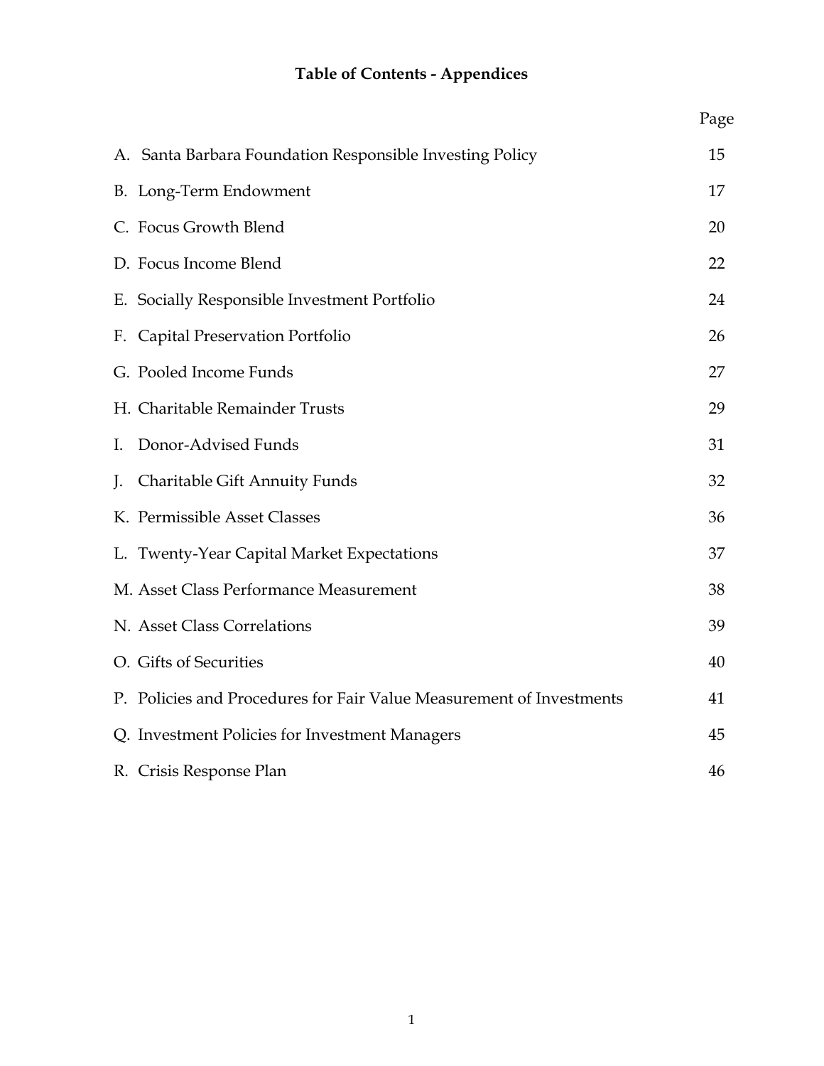# Table of Contents - Appendices

| | Page |
|---|---|
| A. Santa Barbara Foundation Responsible Investing Policy | 15 |
| B. Long-Term Endowment | 17 |
| C. Focus Growth Blend | 20 |
| D. Focus Income Blend | 22 |
| E. Socially Responsible Investment Portfolio | 24 |
| F. Capital Preservation Portfolio | 26 |
| G. Pooled Income Funds | 27 |
| H. Charitable Remainder Trusts | 29 |
| I. Donor-Advised Funds | 31 |
| J. Charitable Gift Annuity Funds | 32 |
| K. Permissible Asset Classes | 36 |
| L. Twenty-Year Capital Market Expectations | 37 |
| M. Asset Class Performance Measurement | 38 |
| N. Asset Class Correlations | 39 |
| O. Gifts of Securities | 40 |
| P. Policies and Procedures for Fair Value Measurement of Investments | 41 |
| Q. Investment Policies for Investment Managers | 45 |
| R. Crisis Response Plan | 46 |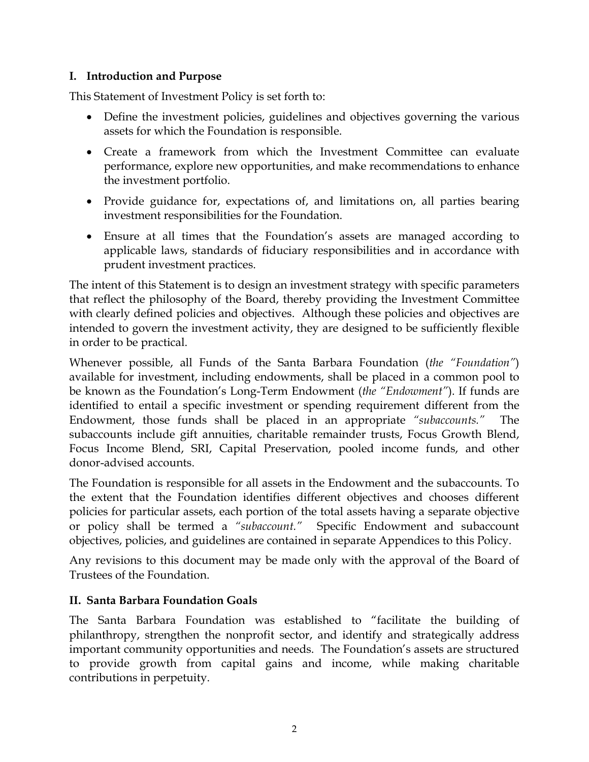## I. Introduction and Purpose

This Statement of Investment Policy is set forth to:

- Define the investment policies, guidelines and objectives governing the various assets for which the Foundation is responsible.
- Create a framework from which the Investment Committee can evaluate performance, explore new opportunities, and make recommendations to enhance the investment portfolio.
- Provide guidance for, expectations of, and limitations on, all parties bearing investment responsibilities for the Foundation.
- Ensure at all times that the Foundation's assets are managed according to applicable laws, standards of fiduciary responsibilities and in accordance with prudent investment practices.

The intent of this Statement is to design an investment strategy with specific parameters that reflect the philosophy of the Board, thereby providing the Investment Committee with clearly defined policies and objectives. Although these policies and objectives are intended to govern the investment activity, they are designed to be sufficiently flexible in order to be practical.

Whenever possible, all Funds of the Santa Barbara Foundation (*the "Foundation"*) available for investment, including endowments, shall be placed in a common pool to be known as the Foundation's Long-Term Endowment (*the "Endowment"*). If funds are identified to entail a specific investment or spending requirement different from the Endowment, those funds shall be placed in an appropriate *"subaccounts."* The subaccounts include gift annuities, charitable remainder trusts, Focus Growth Blend, Focus Income Blend, SRI, Capital Preservation, pooled income funds, and other donor-advised accounts.

The Foundation is responsible for all assets in the Endowment and the subaccounts. To the extent that the Foundation identifies different objectives and chooses different policies for particular assets, each portion of the total assets having a separate objective or policy shall be termed a *"subaccount."* Specific Endowment and subaccount objectives, policies, and guidelines are contained in separate Appendices to this Policy.

Any revisions to this document may be made only with the approval of the Board of Trustees of the Foundation.

## II. Santa Barbara Foundation Goals

The Santa Barbara Foundation was established to "facilitate the building of philanthropy, strengthen the nonprofit sector, and identify and strategically address important community opportunities and needs. The Foundation's assets are structured to provide growth from capital gains and income, while making charitable contributions in perpetuity.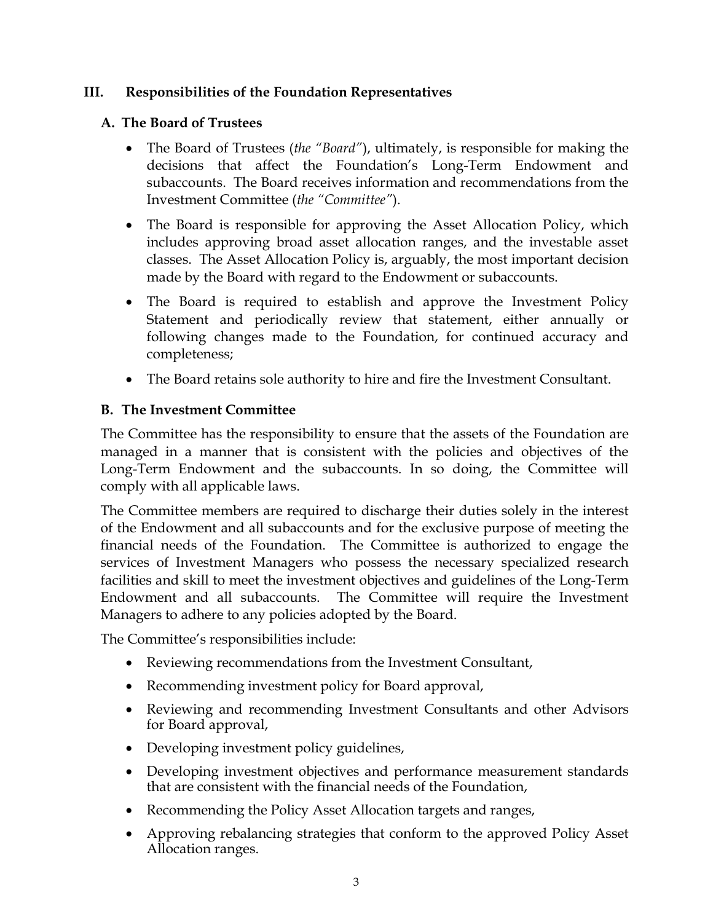## III. Responsibilities of the Foundation Representatives

### A. The Board of Trustees

- The Board of Trustees (*the "Board"*), ultimately, is responsible for making the decisions that affect the Foundation's Long-Term Endowment and subaccounts. The Board receives information and recommendations from the Investment Committee (*the "Committee"*).
- The Board is responsible for approving the Asset Allocation Policy, which includes approving broad asset allocation ranges, and the investable asset classes. The Asset Allocation Policy is, arguably, the most important decision made by the Board with regard to the Endowment or subaccounts.
- The Board is required to establish and approve the Investment Policy Statement and periodically review that statement, either annually or following changes made to the Foundation, for continued accuracy and completeness;
- The Board retains sole authority to hire and fire the Investment Consultant.

### B. The Investment Committee

The Committee has the responsibility to ensure that the assets of the Foundation are managed in a manner that is consistent with the policies and objectives of the Long-Term Endowment and the subaccounts. In so doing, the Committee will comply with all applicable laws.

The Committee members are required to discharge their duties solely in the interest of the Endowment and all subaccounts and for the exclusive purpose of meeting the financial needs of the Foundation. The Committee is authorized to engage the services of Investment Managers who possess the necessary specialized research facilities and skill to meet the investment objectives and guidelines of the Long-Term Endowment and all subaccounts. The Committee will require the Investment Managers to adhere to any policies adopted by the Board.

The Committee's responsibilities include:

- Reviewing recommendations from the Investment Consultant,
- Recommending investment policy for Board approval,
- Reviewing and recommending Investment Consultants and other Advisors for Board approval,
- Developing investment policy guidelines,
- Developing investment objectives and performance measurement standards that are consistent with the financial needs of the Foundation,
- Recommending the Policy Asset Allocation targets and ranges,
- Approving rebalancing strategies that conform to the approved Policy Asset Allocation ranges.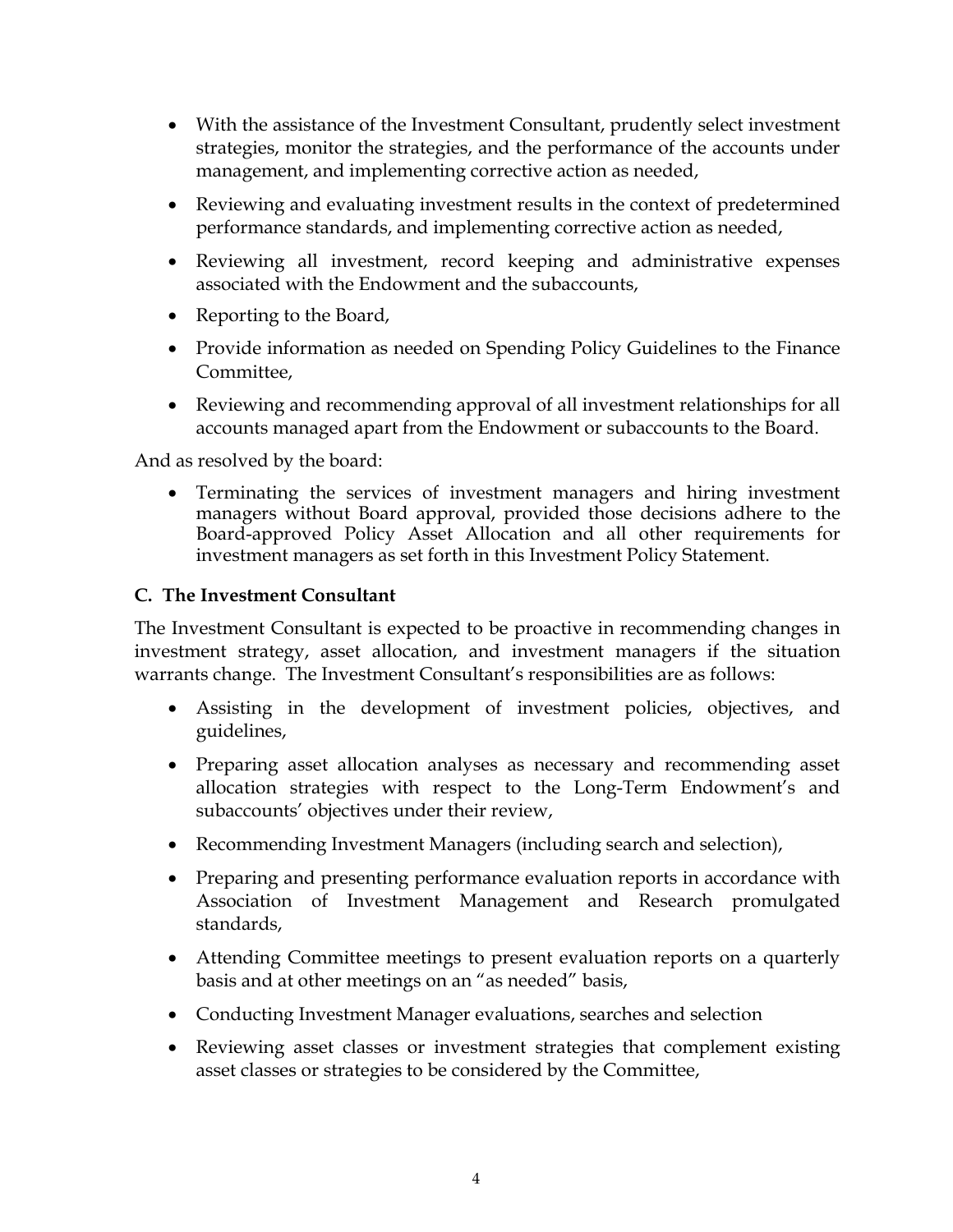- With the assistance of the Investment Consultant, prudently select investment strategies, monitor the strategies, and the performance of the accounts under management, and implementing corrective action as needed,
- Reviewing and evaluating investment results in the context of predetermined performance standards, and implementing corrective action as needed,
- Reviewing all investment, record keeping and administrative expenses associated with the Endowment and the subaccounts,
- Reporting to the Board,
- Provide information as needed on Spending Policy Guidelines to the Finance Committee,
- Reviewing and recommending approval of all investment relationships for all accounts managed apart from the Endowment or subaccounts to the Board.

And as resolved by the board:

- Terminating the services of investment managers and hiring investment managers without Board approval, provided those decisions adhere to the Board-approved Policy Asset Allocation and all other requirements for investment managers as set forth in this Investment Policy Statement.

### C. The Investment Consultant

The Investment Consultant is expected to be proactive in recommending changes in investment strategy, asset allocation, and investment managers if the situation warrants change. The Investment Consultant's responsibilities are as follows:

- Assisting in the development of investment policies, objectives, and guidelines,
- Preparing asset allocation analyses as necessary and recommending asset allocation strategies with respect to the Long-Term Endowment's and subaccounts' objectives under their review,
- Recommending Investment Managers (including search and selection),
- Preparing and presenting performance evaluation reports in accordance with Association of Investment Management and Research promulgated standards,
- Attending Committee meetings to present evaluation reports on a quarterly basis and at other meetings on an "as needed" basis,
- Conducting Investment Manager evaluations, searches and selection
- Reviewing asset classes or investment strategies that complement existing asset classes or strategies to be considered by the Committee,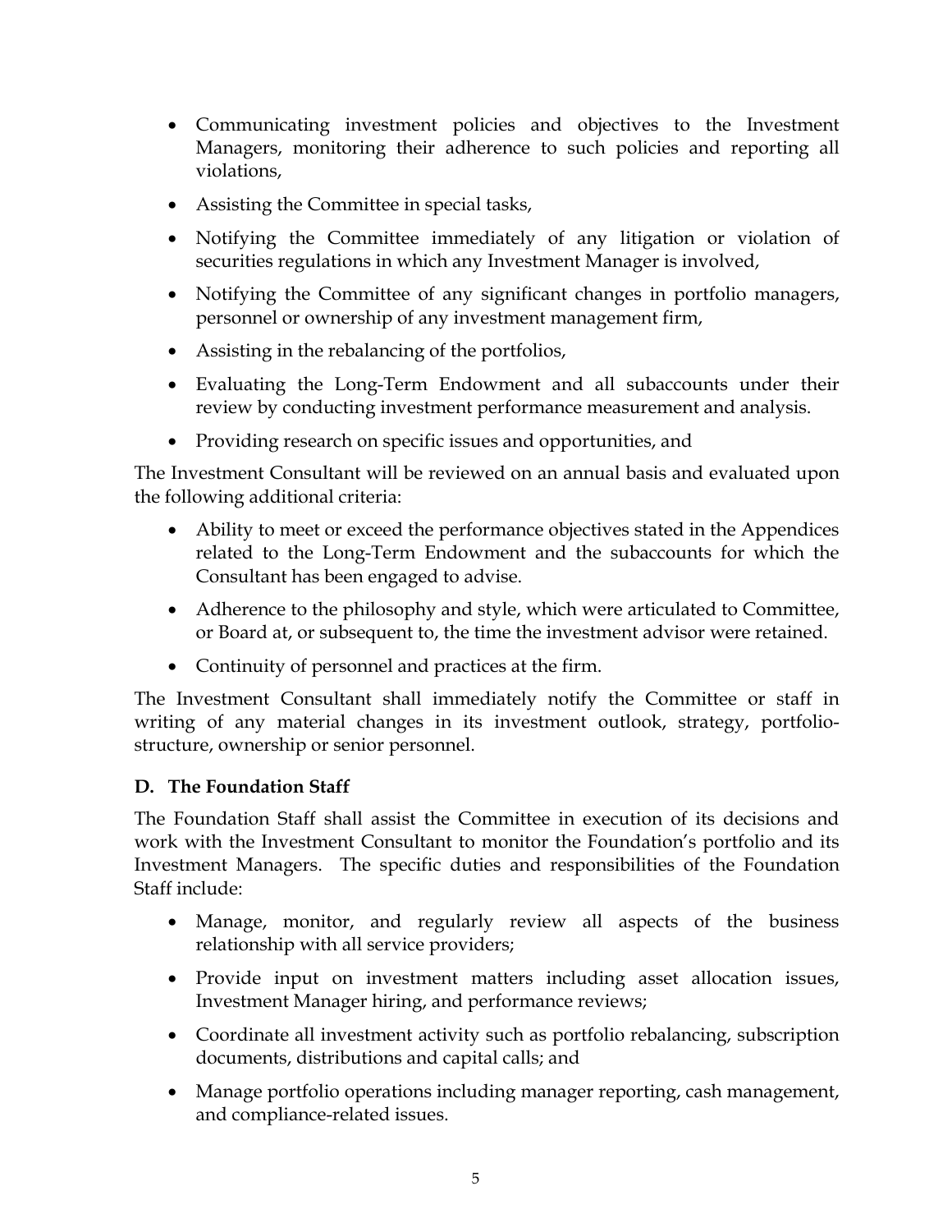- Communicating investment policies and objectives to the Investment Managers, monitoring their adherence to such policies and reporting all violations,
- Assisting the Committee in special tasks,
- Notifying the Committee immediately of any litigation or violation of securities regulations in which any Investment Manager is involved,
- Notifying the Committee of any significant changes in portfolio managers, personnel or ownership of any investment management firm,
- Assisting in the rebalancing of the portfolios,
- Evaluating the Long-Term Endowment and all subaccounts under their review by conducting investment performance measurement and analysis.
- Providing research on specific issues and opportunities, and

The Investment Consultant will be reviewed on an annual basis and evaluated upon the following additional criteria:

- Ability to meet or exceed the performance objectives stated in the Appendices related to the Long-Term Endowment and the subaccounts for which the Consultant has been engaged to advise.
- Adherence to the philosophy and style, which were articulated to Committee, or Board at, or subsequent to, the time the investment advisor were retained.
- Continuity of personnel and practices at the firm.

The Investment Consultant shall immediately notify the Committee or staff in writing of any material changes in its investment outlook, strategy, portfolio-structure, ownership or senior personnel.

**D. The Foundation Staff**

The Foundation Staff shall assist the Committee in execution of its decisions and work with the Investment Consultant to monitor the Foundation's portfolio and its Investment Managers. The specific duties and responsibilities of the Foundation Staff include:

- Manage, monitor, and regularly review all aspects of the business relationship with all service providers;
- Provide input on investment matters including asset allocation issues, Investment Manager hiring, and performance reviews;
- Coordinate all investment activity such as portfolio rebalancing, subscription documents, distributions and capital calls; and
- Manage portfolio operations including manager reporting, cash management, and compliance-related issues.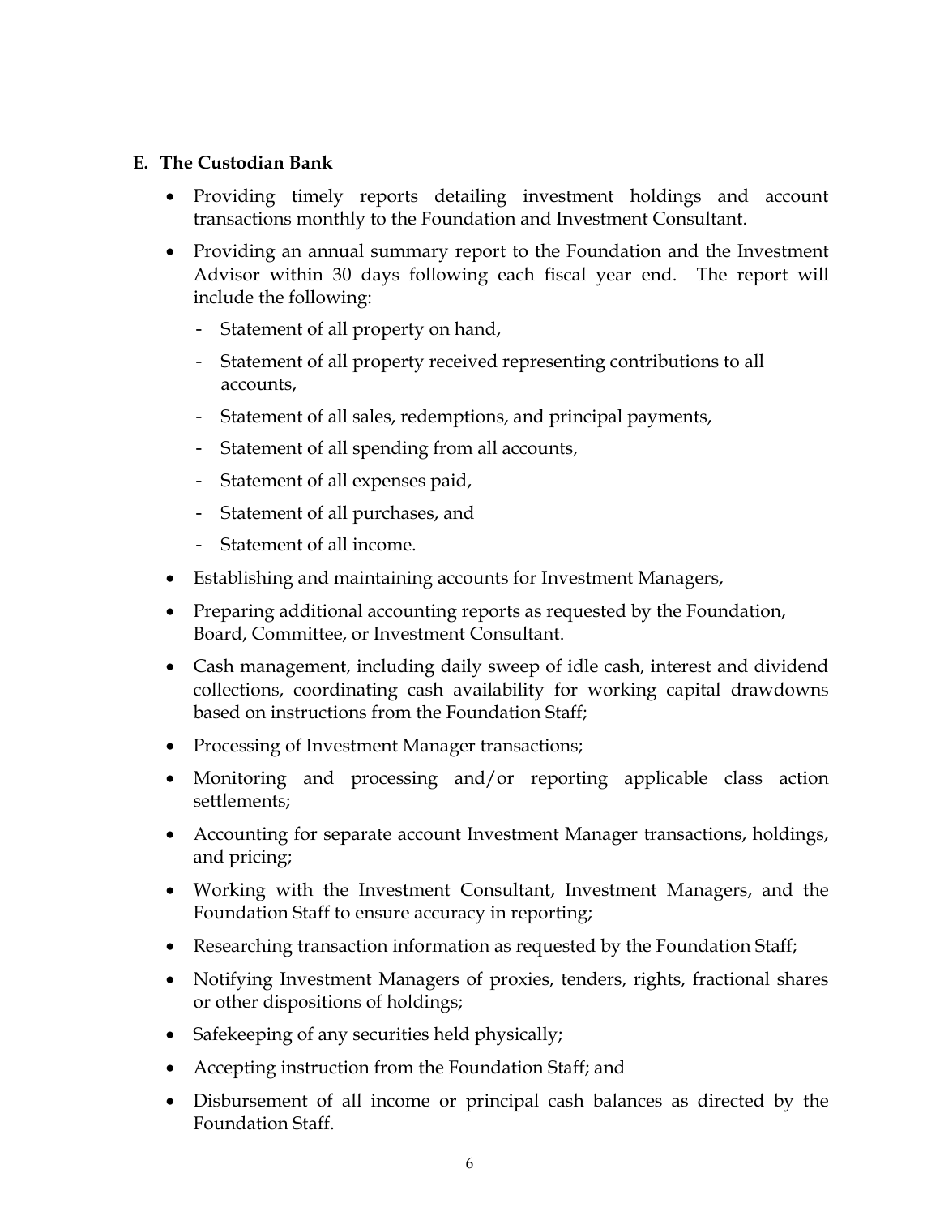### E. The Custodian Bank

- Providing timely reports detailing investment holdings and account transactions monthly to the Foundation and Investment Consultant.
- Providing an annual summary report to the Foundation and the Investment Advisor within 30 days following each fiscal year end. The report will include the following:
  - Statement of all property on hand,
  - Statement of all property received representing contributions to all accounts,
  - Statement of all sales, redemptions, and principal payments,
  - Statement of all spending from all accounts,
  - Statement of all expenses paid,
  - Statement of all purchases, and
  - Statement of all income.
- Establishing and maintaining accounts for Investment Managers,
- Preparing additional accounting reports as requested by the Foundation, Board, Committee, or Investment Consultant.
- Cash management, including daily sweep of idle cash, interest and dividend collections, coordinating cash availability for working capital drawdowns based on instructions from the Foundation Staff;
- Processing of Investment Manager transactions;
- Monitoring and processing and/or reporting applicable class action settlements;
- Accounting for separate account Investment Manager transactions, holdings, and pricing;
- Working with the Investment Consultant, Investment Managers, and the Foundation Staff to ensure accuracy in reporting;
- Researching transaction information as requested by the Foundation Staff;
- Notifying Investment Managers of proxies, tenders, rights, fractional shares or other dispositions of holdings;
- Safekeeping of any securities held physically;
- Accepting instruction from the Foundation Staff; and
- Disbursement of all income or principal cash balances as directed by the Foundation Staff.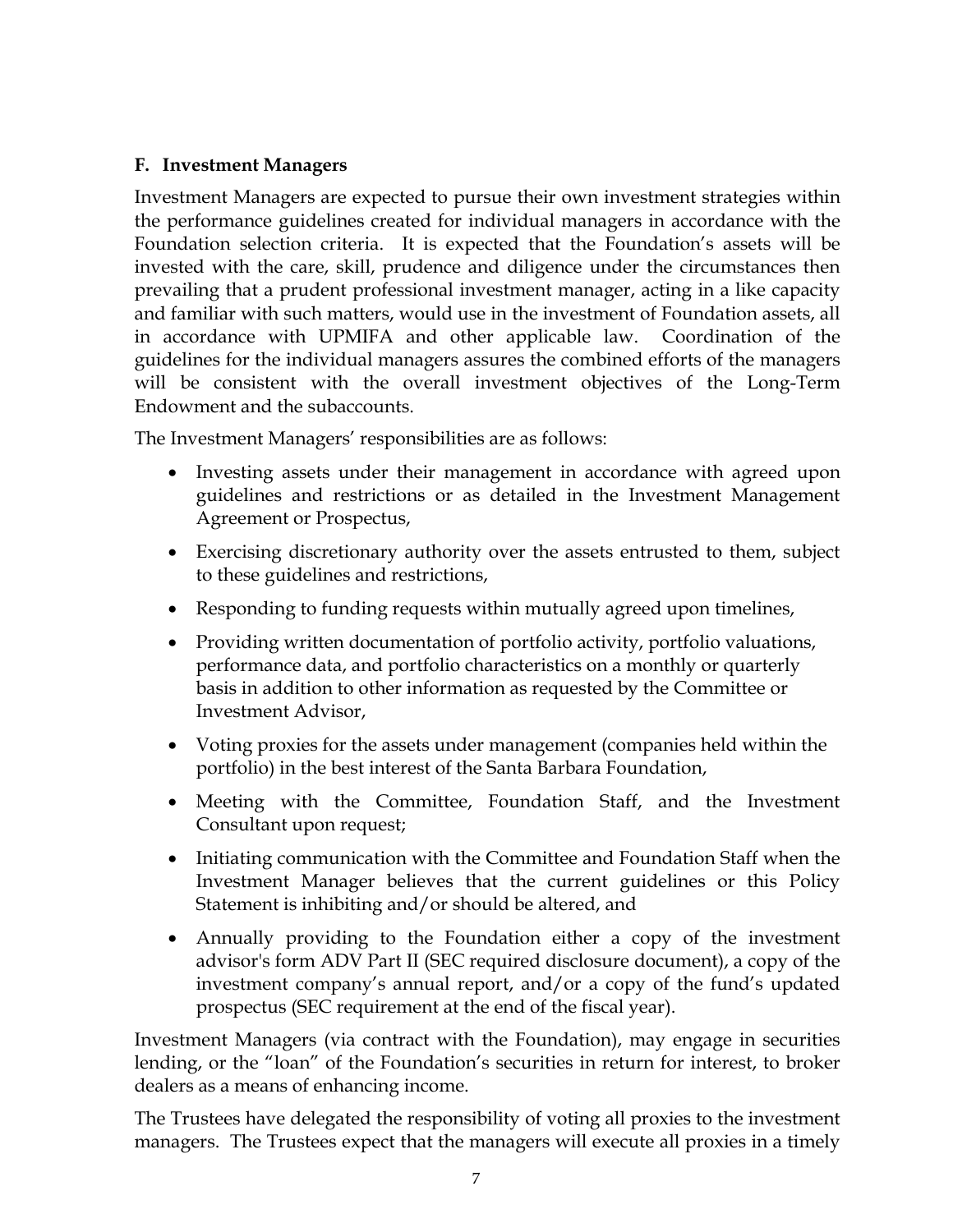### F. Investment Managers

Investment Managers are expected to pursue their own investment strategies within the performance guidelines created for individual managers in accordance with the Foundation selection criteria. It is expected that the Foundation's assets will be invested with the care, skill, prudence and diligence under the circumstances then prevailing that a prudent professional investment manager, acting in a like capacity and familiar with such matters, would use in the investment of Foundation assets, all in accordance with UPMIFA and other applicable law. Coordination of the guidelines for the individual managers assures the combined efforts of the managers will be consistent with the overall investment objectives of the Long-Term Endowment and the subaccounts.

The Investment Managers' responsibilities are as follows:

- Investing assets under their management in accordance with agreed upon guidelines and restrictions or as detailed in the Investment Management Agreement or Prospectus,
- Exercising discretionary authority over the assets entrusted to them, subject to these guidelines and restrictions,
- Responding to funding requests within mutually agreed upon timelines,
- Providing written documentation of portfolio activity, portfolio valuations, performance data, and portfolio characteristics on a monthly or quarterly basis in addition to other information as requested by the Committee or Investment Advisor,
- Voting proxies for the assets under management (companies held within the portfolio) in the best interest of the Santa Barbara Foundation,
- Meeting with the Committee, Foundation Staff, and the Investment Consultant upon request;
- Initiating communication with the Committee and Foundation Staff when the Investment Manager believes that the current guidelines or this Policy Statement is inhibiting and/or should be altered, and
- Annually providing to the Foundation either a copy of the investment advisor's form ADV Part II (SEC required disclosure document), a copy of the investment company's annual report, and/or a copy of the fund's updated prospectus (SEC requirement at the end of the fiscal year).

Investment Managers (via contract with the Foundation), may engage in securities lending, or the "loan" of the Foundation's securities in return for interest, to broker dealers as a means of enhancing income.

The Trustees have delegated the responsibility of voting all proxies to the investment managers. The Trustees expect that the managers will execute all proxies in a timely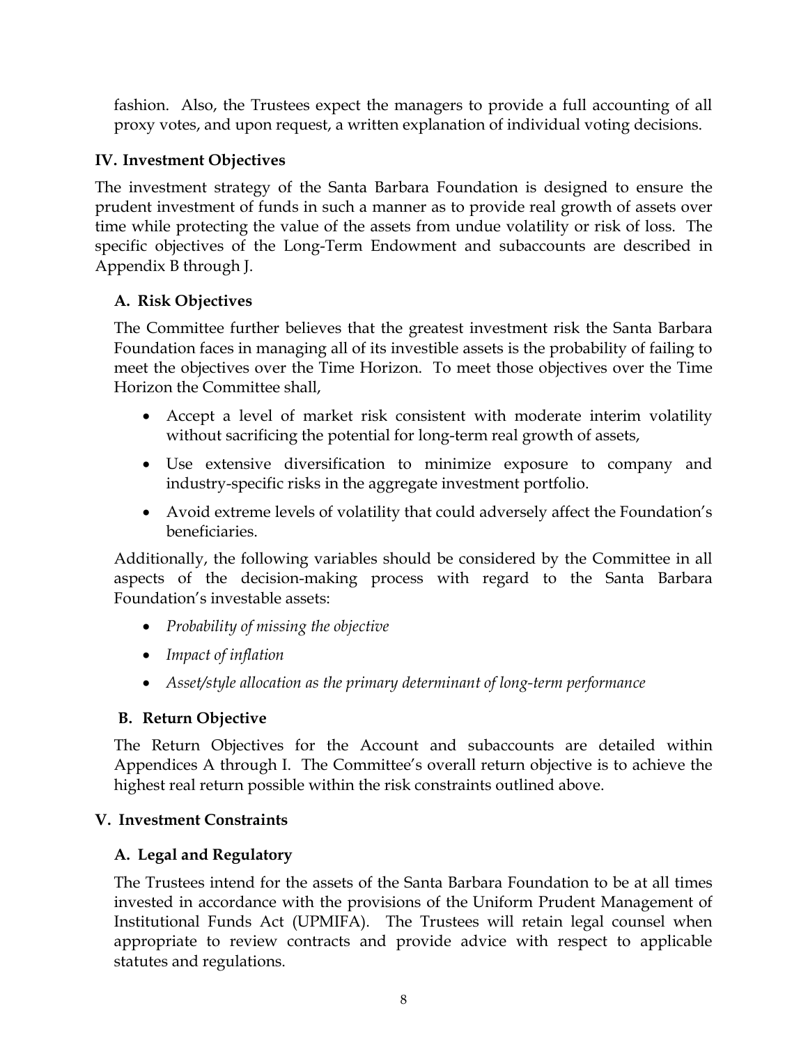fashion. Also, the Trustees expect the managers to provide a full accounting of all proxy votes, and upon request, a written explanation of individual voting decisions.

## IV. Investment Objectives

The investment strategy of the Santa Barbara Foundation is designed to ensure the prudent investment of funds in such a manner as to provide real growth of assets over time while protecting the value of the assets from undue volatility or risk of loss. The specific objectives of the Long-Term Endowment and subaccounts are described in Appendix B through J.

### A. Risk Objectives

The Committee further believes that the greatest investment risk the Santa Barbara Foundation faces in managing all of its investible assets is the probability of failing to meet the objectives over the Time Horizon. To meet those objectives over the Time Horizon the Committee shall,

- Accept a level of market risk consistent with moderate interim volatility without sacrificing the potential for long-term real growth of assets,
- Use extensive diversification to minimize exposure to company and industry-specific risks in the aggregate investment portfolio.
- Avoid extreme levels of volatility that could adversely affect the Foundation's beneficiaries.

Additionally, the following variables should be considered by the Committee in all aspects of the decision-making process with regard to the Santa Barbara Foundation's investable assets:

- *Probability of missing the objective*
- *Impact of inflation*
- *Asset/style allocation as the primary determinant of long-term performance*

### B. Return Objective

The Return Objectives for the Account and subaccounts are detailed within Appendices A through I. The Committee's overall return objective is to achieve the highest real return possible within the risk constraints outlined above.

## V. Investment Constraints

### A. Legal and Regulatory

The Trustees intend for the assets of the Santa Barbara Foundation to be at all times invested in accordance with the provisions of the Uniform Prudent Management of Institutional Funds Act (UPMIFA). The Trustees will retain legal counsel when appropriate to review contracts and provide advice with respect to applicable statutes and regulations.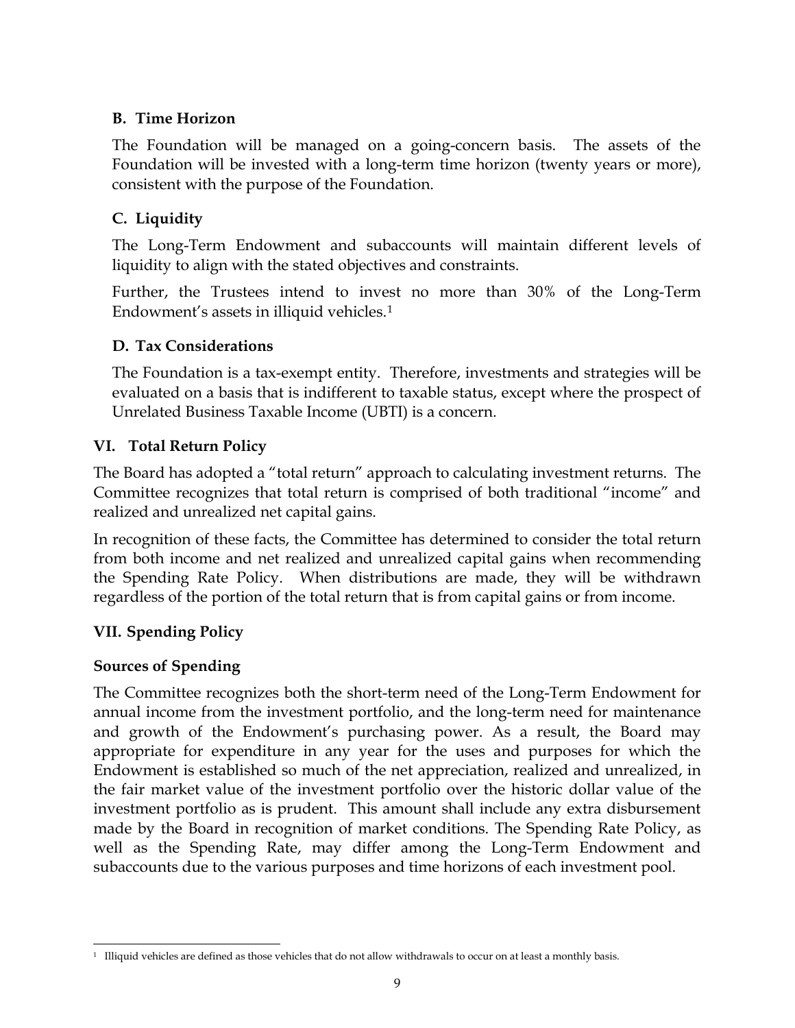### B. Time Horizon

The Foundation will be managed on a going-concern basis. The assets of the Foundation will be invested with a long-term time horizon (twenty years or more), consistent with the purpose of the Foundation.

### C. Liquidity

The Long-Term Endowment and subaccounts will maintain different levels of liquidity to align with the stated objectives and constraints.

Further, the Trustees intend to invest no more than 30% of the Long-Term Endowment's assets in illiquid vehicles.[1]

### D. Tax Considerations

The Foundation is a tax-exempt entity. Therefore, investments and strategies will be evaluated on a basis that is indifferent to taxable status, except where the prospect of Unrelated Business Taxable Income (UBTI) is a concern.

## VI. Total Return Policy

The Board has adopted a "total return" approach to calculating investment returns. The Committee recognizes that total return is comprised of both traditional "income" and realized and unrealized net capital gains.

In recognition of these facts, the Committee has determined to consider the total return from both income and net realized and unrealized capital gains when recommending the Spending Rate Policy. When distributions are made, they will be withdrawn regardless of the portion of the total return that is from capital gains or from income.

## VII. Spending Policy

### Sources of Spending

The Committee recognizes both the short-term need of the Long-Term Endowment for annual income from the investment portfolio, and the long-term need for maintenance and growth of the Endowment's purchasing power. As a result, the Board may appropriate for expenditure in any year for the uses and purposes for which the Endowment is established so much of the net appreciation, realized and unrealized, in the fair market value of the investment portfolio over the historic dollar value of the investment portfolio as is prudent. This amount shall include any extra disbursement made by the Board in recognition of market conditions. The Spending Rate Policy, as well as the Spending Rate, may differ among the Long-Term Endowment and subaccounts due to the various purposes and time horizons of each investment pool.

---

[1] Illiquid vehicles are defined as those vehicles that do not allow withdrawals to occur on at least a monthly basis.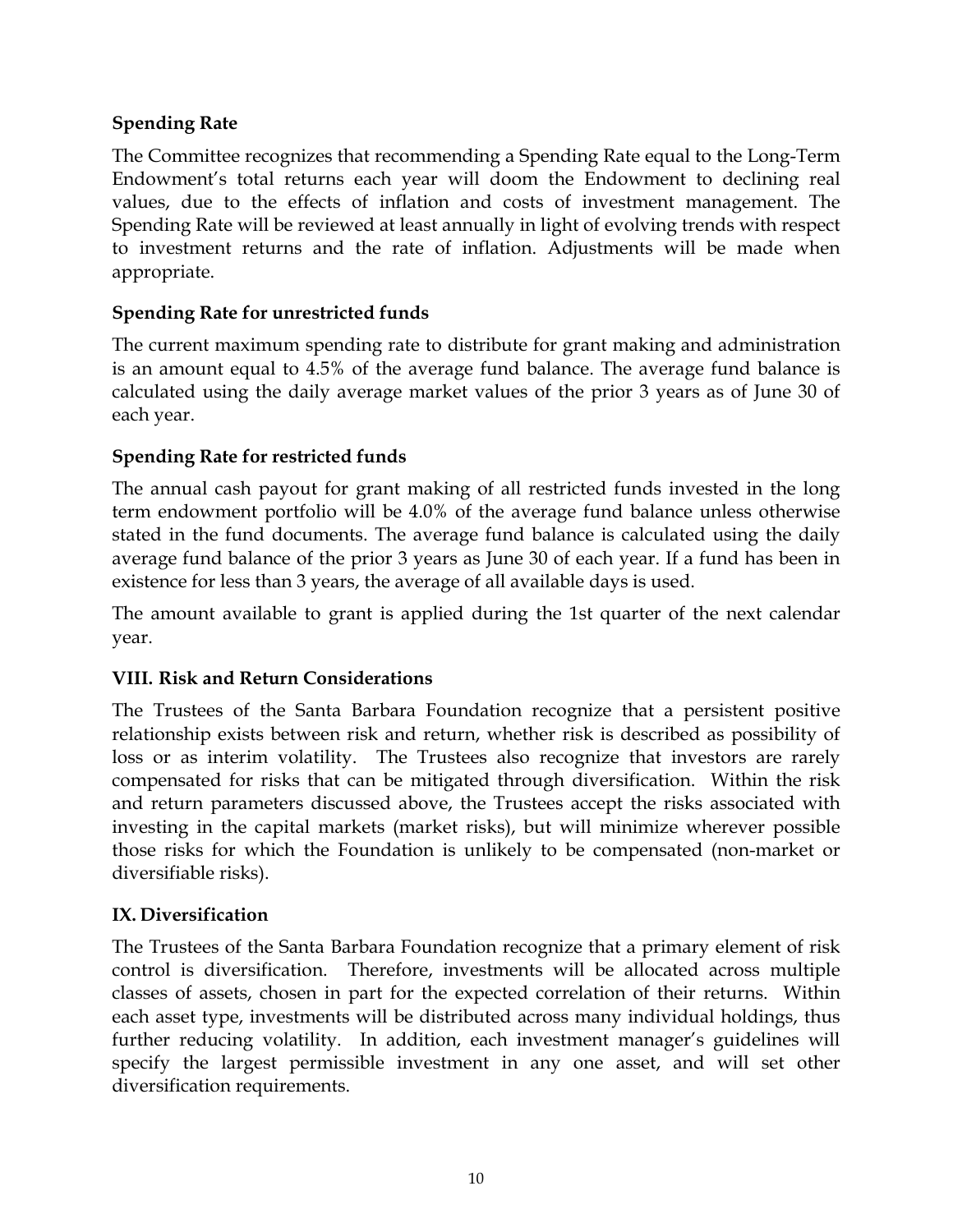### Spending Rate

The Committee recognizes that recommending a Spending Rate equal to the Long-Term Endowment's total returns each year will doom the Endowment to declining real values, due to the effects of inflation and costs of investment management. The Spending Rate will be reviewed at least annually in light of evolving trends with respect to investment returns and the rate of inflation. Adjustments will be made when appropriate.

### Spending Rate for unrestricted funds

The current maximum spending rate to distribute for grant making and administration is an amount equal to 4.5% of the average fund balance. The average fund balance is calculated using the daily average market values of the prior 3 years as of June 30 of each year.

### Spending Rate for restricted funds

The annual cash payout for grant making of all restricted funds invested in the long term endowment portfolio will be 4.0% of the average fund balance unless otherwise stated in the fund documents. The average fund balance is calculated using the daily average fund balance of the prior 3 years as June 30 of each year. If a fund has been in existence for less than 3 years, the average of all available days is used.

The amount available to grant is applied during the 1st quarter of the next calendar year.

## VIII. Risk and Return Considerations

The Trustees of the Santa Barbara Foundation recognize that a persistent positive relationship exists between risk and return, whether risk is described as possibility of loss or as interim volatility. The Trustees also recognize that investors are rarely compensated for risks that can be mitigated through diversification. Within the risk and return parameters discussed above, the Trustees accept the risks associated with investing in the capital markets (market risks), but will minimize wherever possible those risks for which the Foundation is unlikely to be compensated (non-market or diversifiable risks).

## IX. Diversification

The Trustees of the Santa Barbara Foundation recognize that a primary element of risk control is diversification. Therefore, investments will be allocated across multiple classes of assets, chosen in part for the expected correlation of their returns. Within each asset type, investments will be distributed across many individual holdings, thus further reducing volatility. In addition, each investment manager's guidelines will specify the largest permissible investment in any one asset, and will set other diversification requirements.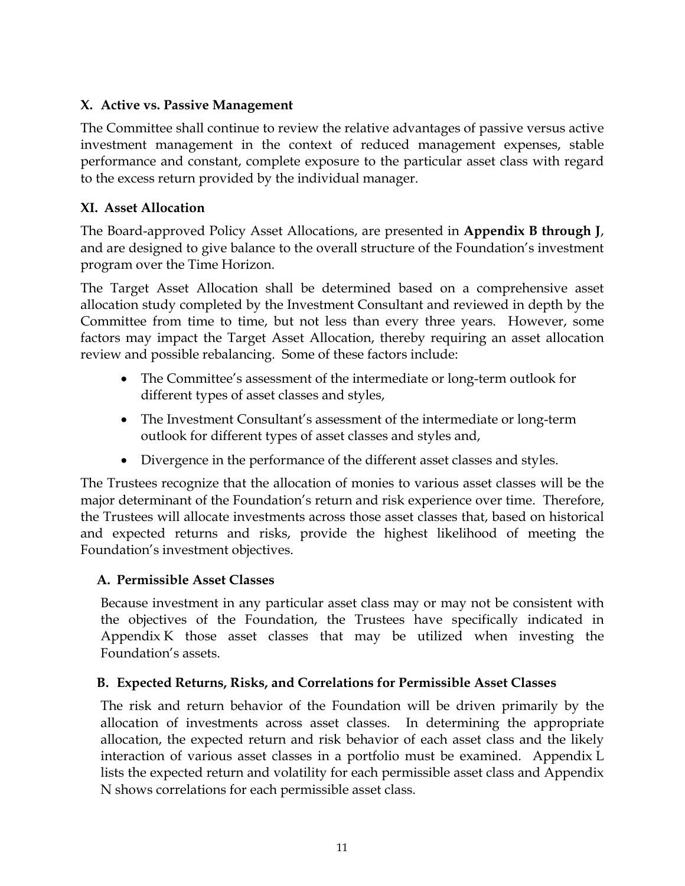## X. Active vs. Passive Management

The Committee shall continue to review the relative advantages of passive versus active investment management in the context of reduced management expenses, stable performance and constant, complete exposure to the particular asset class with regard to the excess return provided by the individual manager.

## XI. Asset Allocation

The Board-approved Policy Asset Allocations, are presented in **Appendix B through J**, and are designed to give balance to the overall structure of the Foundation's investment program over the Time Horizon.

The Target Asset Allocation shall be determined based on a comprehensive asset allocation study completed by the Investment Consultant and reviewed in depth by the Committee from time to time, but not less than every three years. However, some factors may impact the Target Asset Allocation, thereby requiring an asset allocation review and possible rebalancing. Some of these factors include:

- The Committee's assessment of the intermediate or long-term outlook for different types of asset classes and styles,
- The Investment Consultant's assessment of the intermediate or long-term outlook for different types of asset classes and styles and,
- Divergence in the performance of the different asset classes and styles.

The Trustees recognize that the allocation of monies to various asset classes will be the major determinant of the Foundation's return and risk experience over time. Therefore, the Trustees will allocate investments across those asset classes that, based on historical and expected returns and risks, provide the highest likelihood of meeting the Foundation's investment objectives.

### A. Permissible Asset Classes

Because investment in any particular asset class may or may not be consistent with the objectives of the Foundation, the Trustees have specifically indicated in Appendix K those asset classes that may be utilized when investing the Foundation's assets.

### B. Expected Returns, Risks, and Correlations for Permissible Asset Classes

The risk and return behavior of the Foundation will be driven primarily by the allocation of investments across asset classes. In determining the appropriate allocation, the expected return and risk behavior of each asset class and the likely interaction of various asset classes in a portfolio must be examined. Appendix L lists the expected return and volatility for each permissible asset class and Appendix N shows correlations for each permissible asset class.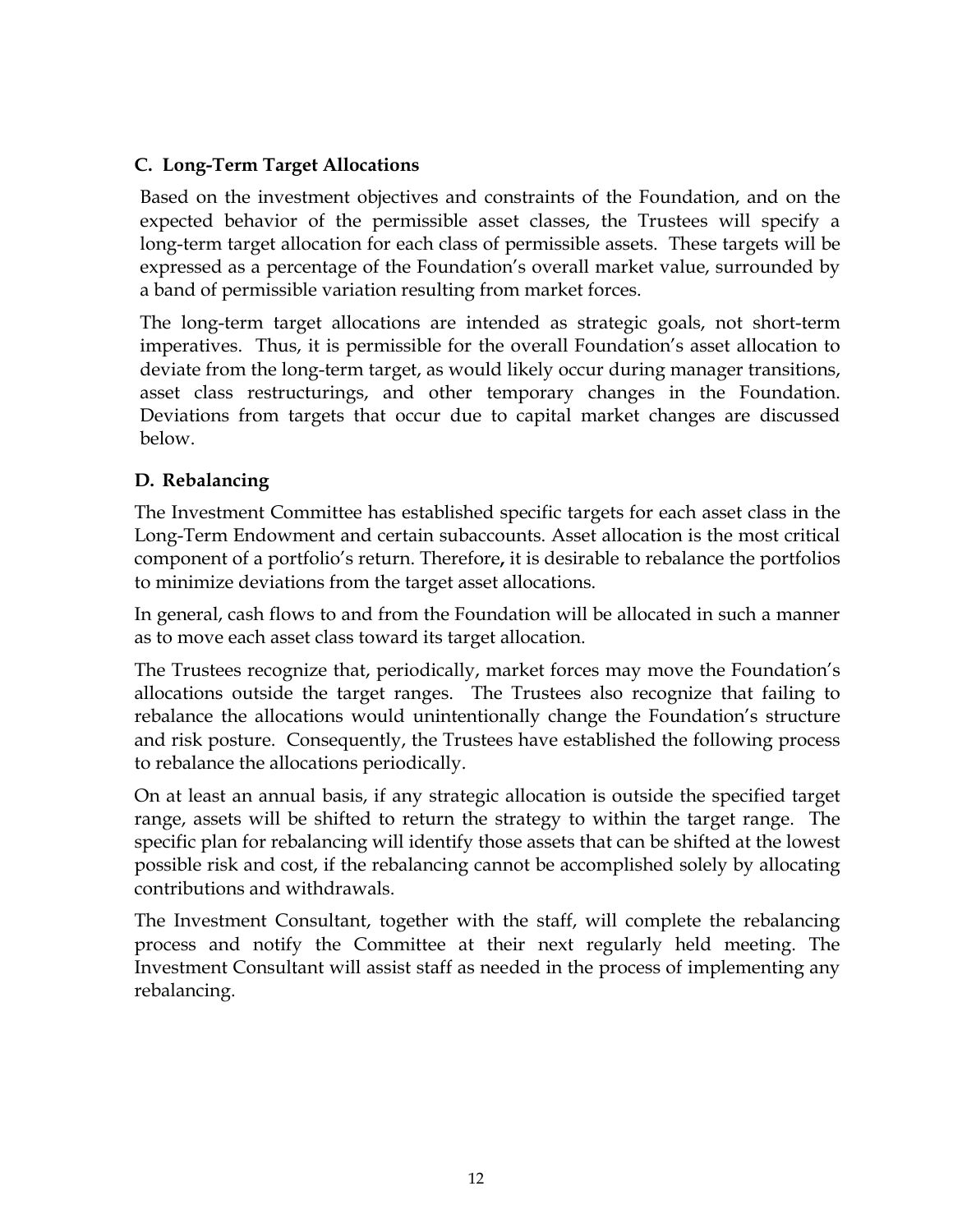### C. Long-Term Target Allocations

Based on the investment objectives and constraints of the Foundation, and on the expected behavior of the permissible asset classes, the Trustees will specify a long-term target allocation for each class of permissible assets. These targets will be expressed as a percentage of the Foundation's overall market value, surrounded by a band of permissible variation resulting from market forces.

The long-term target allocations are intended as strategic goals, not short-term imperatives. Thus, it is permissible for the overall Foundation's asset allocation to deviate from the long-term target, as would likely occur during manager transitions, asset class restructurings, and other temporary changes in the Foundation. Deviations from targets that occur due to capital market changes are discussed below.

### D. Rebalancing

The Investment Committee has established specific targets for each asset class in the Long-Term Endowment and certain subaccounts. Asset allocation is the most critical component of a portfolio's return. Therefore**,** it is desirable to rebalance the portfolios to minimize deviations from the target asset allocations.

In general, cash flows to and from the Foundation will be allocated in such a manner as to move each asset class toward its target allocation.

The Trustees recognize that, periodically, market forces may move the Foundation's allocations outside the target ranges. The Trustees also recognize that failing to rebalance the allocations would unintentionally change the Foundation's structure and risk posture. Consequently, the Trustees have established the following process to rebalance the allocations periodically.

On at least an annual basis, if any strategic allocation is outside the specified target range, assets will be shifted to return the strategy to within the target range. The specific plan for rebalancing will identify those assets that can be shifted at the lowest possible risk and cost, if the rebalancing cannot be accomplished solely by allocating contributions and withdrawals.

The Investment Consultant, together with the staff, will complete the rebalancing process and notify the Committee at their next regularly held meeting. The Investment Consultant will assist staff as needed in the process of implementing any rebalancing.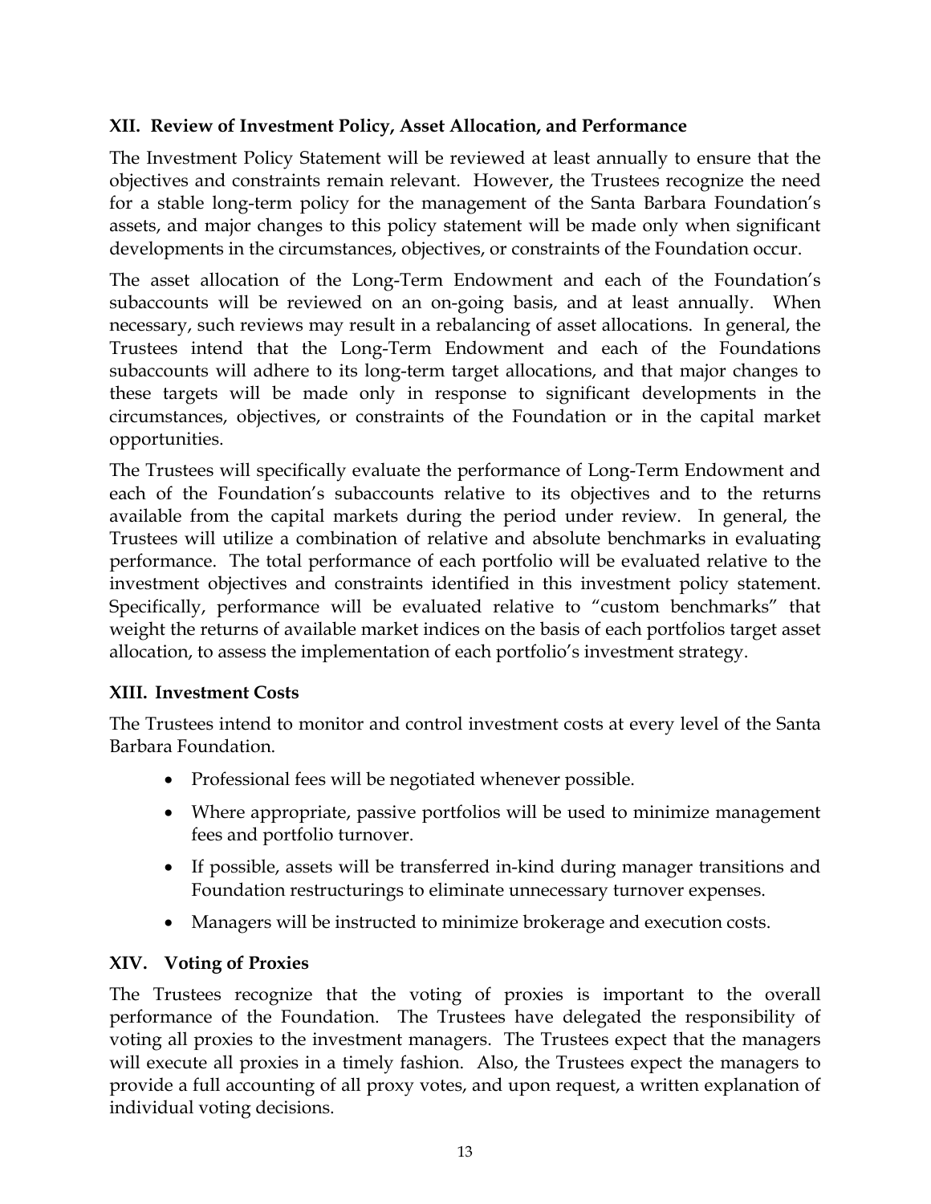### XII. Review of Investment Policy, Asset Allocation, and Performance

The Investment Policy Statement will be reviewed at least annually to ensure that the objectives and constraints remain relevant. However, the Trustees recognize the need for a stable long-term policy for the management of the Santa Barbara Foundation's assets, and major changes to this policy statement will be made only when significant developments in the circumstances, objectives, or constraints of the Foundation occur.

The asset allocation of the Long-Term Endowment and each of the Foundation's subaccounts will be reviewed on an on-going basis, and at least annually. When necessary, such reviews may result in a rebalancing of asset allocations. In general, the Trustees intend that the Long-Term Endowment and each of the Foundations subaccounts will adhere to its long-term target allocations, and that major changes to these targets will be made only in response to significant developments in the circumstances, objectives, or constraints of the Foundation or in the capital market opportunities.

The Trustees will specifically evaluate the performance of Long-Term Endowment and each of the Foundation's subaccounts relative to its objectives and to the returns available from the capital markets during the period under review. In general, the Trustees will utilize a combination of relative and absolute benchmarks in evaluating performance. The total performance of each portfolio will be evaluated relative to the investment objectives and constraints identified in this investment policy statement. Specifically, performance will be evaluated relative to "custom benchmarks" that weight the returns of available market indices on the basis of each portfolios target asset allocation, to assess the implementation of each portfolio's investment strategy.

### XIII. Investment Costs

The Trustees intend to monitor and control investment costs at every level of the Santa Barbara Foundation.

- Professional fees will be negotiated whenever possible.
- Where appropriate, passive portfolios will be used to minimize management fees and portfolio turnover.
- If possible, assets will be transferred in-kind during manager transitions and Foundation restructurings to eliminate unnecessary turnover expenses.
- Managers will be instructed to minimize brokerage and execution costs.

### XIV. Voting of Proxies

The Trustees recognize that the voting of proxies is important to the overall performance of the Foundation. The Trustees have delegated the responsibility of voting all proxies to the investment managers. The Trustees expect that the managers will execute all proxies in a timely fashion. Also, the Trustees expect the managers to provide a full accounting of all proxy votes, and upon request, a written explanation of individual voting decisions.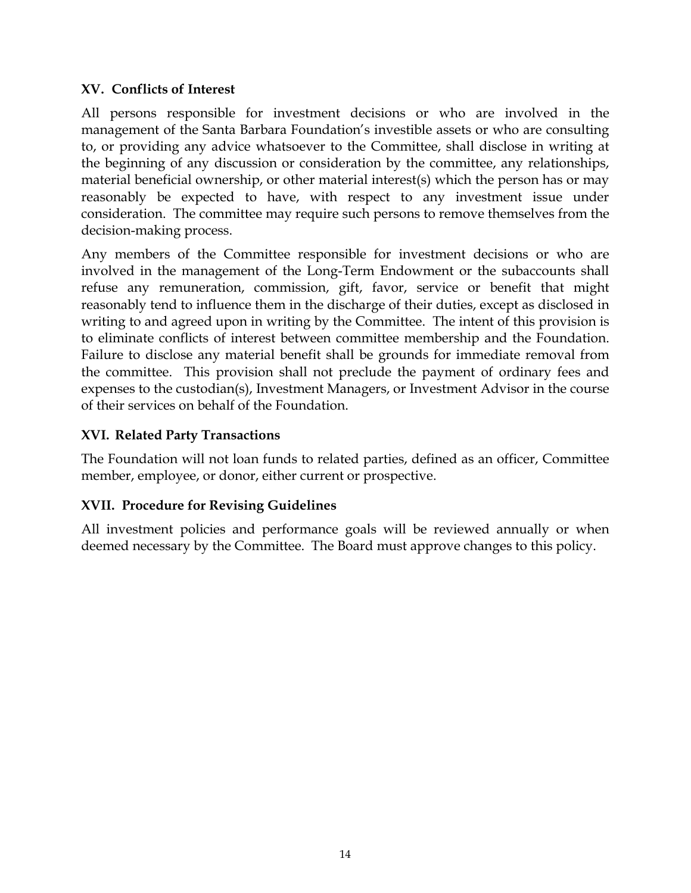## XV. Conflicts of Interest

All persons responsible for investment decisions or who are involved in the management of the Santa Barbara Foundation's investible assets or who are consulting to, or providing any advice whatsoever to the Committee, shall disclose in writing at the beginning of any discussion or consideration by the committee, any relationships, material beneficial ownership, or other material interest(s) which the person has or may reasonably be expected to have, with respect to any investment issue under consideration. The committee may require such persons to remove themselves from the decision-making process.

Any members of the Committee responsible for investment decisions or who are involved in the management of the Long-Term Endowment or the subaccounts shall refuse any remuneration, commission, gift, favor, service or benefit that might reasonably tend to influence them in the discharge of their duties, except as disclosed in writing to and agreed upon in writing by the Committee. The intent of this provision is to eliminate conflicts of interest between committee membership and the Foundation. Failure to disclose any material benefit shall be grounds for immediate removal from the committee. This provision shall not preclude the payment of ordinary fees and expenses to the custodian(s), Investment Managers, or Investment Advisor in the course of their services on behalf of the Foundation.

## XVI. Related Party Transactions

The Foundation will not loan funds to related parties, defined as an officer, Committee member, employee, or donor, either current or prospective.

## XVII. Procedure for Revising Guidelines

All investment policies and performance goals will be reviewed annually or when deemed necessary by the Committee. The Board must approve changes to this policy.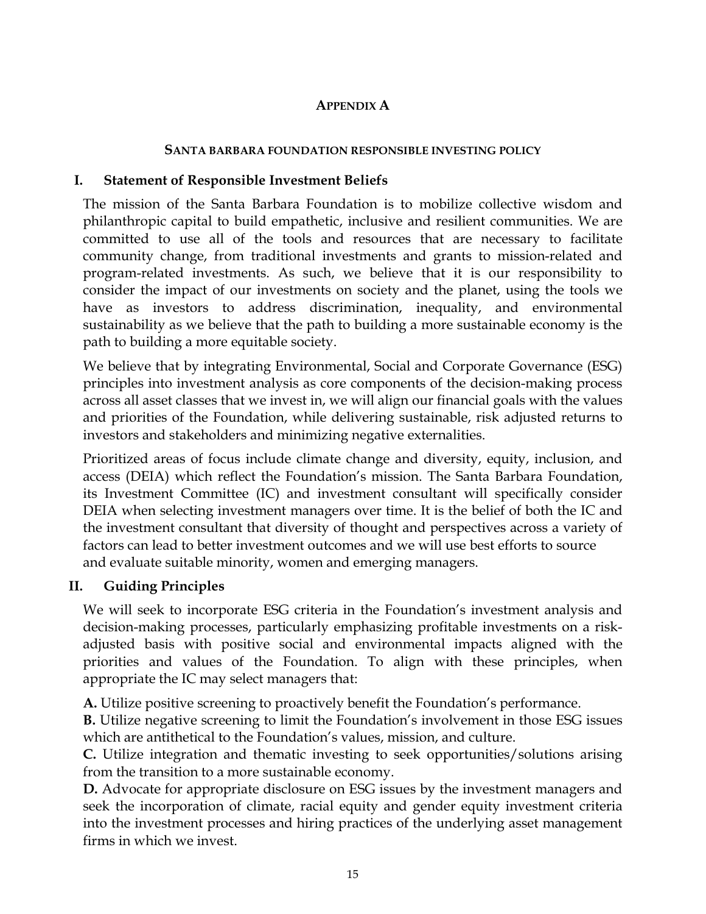## APPENDIX A

### SANTA BARBARA FOUNDATION RESPONSIBLE INVESTING POLICY

### I. Statement of Responsible Investment Beliefs

The mission of the Santa Barbara Foundation is to mobilize collective wisdom and philanthropic capital to build empathetic, inclusive and resilient communities. We are committed to use all of the tools and resources that are necessary to facilitate community change, from traditional investments and grants to mission-related and program-related investments. As such, we believe that it is our responsibility to consider the impact of our investments on society and the planet, using the tools we have as investors to address discrimination, inequality, and environmental sustainability as we believe that the path to building a more sustainable economy is the path to building a more equitable society.

We believe that by integrating Environmental, Social and Corporate Governance (ESG) principles into investment analysis as core components of the decision-making process across all asset classes that we invest in, we will align our financial goals with the values and priorities of the Foundation, while delivering sustainable, risk adjusted returns to investors and stakeholders and minimizing negative externalities.

Prioritized areas of focus include climate change and diversity, equity, inclusion, and access (DEIA) which reflect the Foundation's mission. The Santa Barbara Foundation, its Investment Committee (IC) and investment consultant will specifically consider DEIA when selecting investment managers over time. It is the belief of both the IC and the investment consultant that diversity of thought and perspectives across a variety of factors can lead to better investment outcomes and we will use best efforts to source and evaluate suitable minority, women and emerging managers.

### II. Guiding Principles

We will seek to incorporate ESG criteria in the Foundation's investment analysis and decision-making processes, particularly emphasizing profitable investments on a risk-adjusted basis with positive social and environmental impacts aligned with the priorities and values of the Foundation. To align with these principles, when appropriate the IC may select managers that:

**A.** Utilize positive screening to proactively benefit the Foundation's performance.

**B.** Utilize negative screening to limit the Foundation's involvement in those ESG issues which are antithetical to the Foundation's values, mission, and culture.

**C.** Utilize integration and thematic investing to seek opportunities/solutions arising from the transition to a more sustainable economy.

**D.** Advocate for appropriate disclosure on ESG issues by the investment managers and seek the incorporation of climate, racial equity and gender equity investment criteria into the investment processes and hiring practices of the underlying asset management firms in which we invest.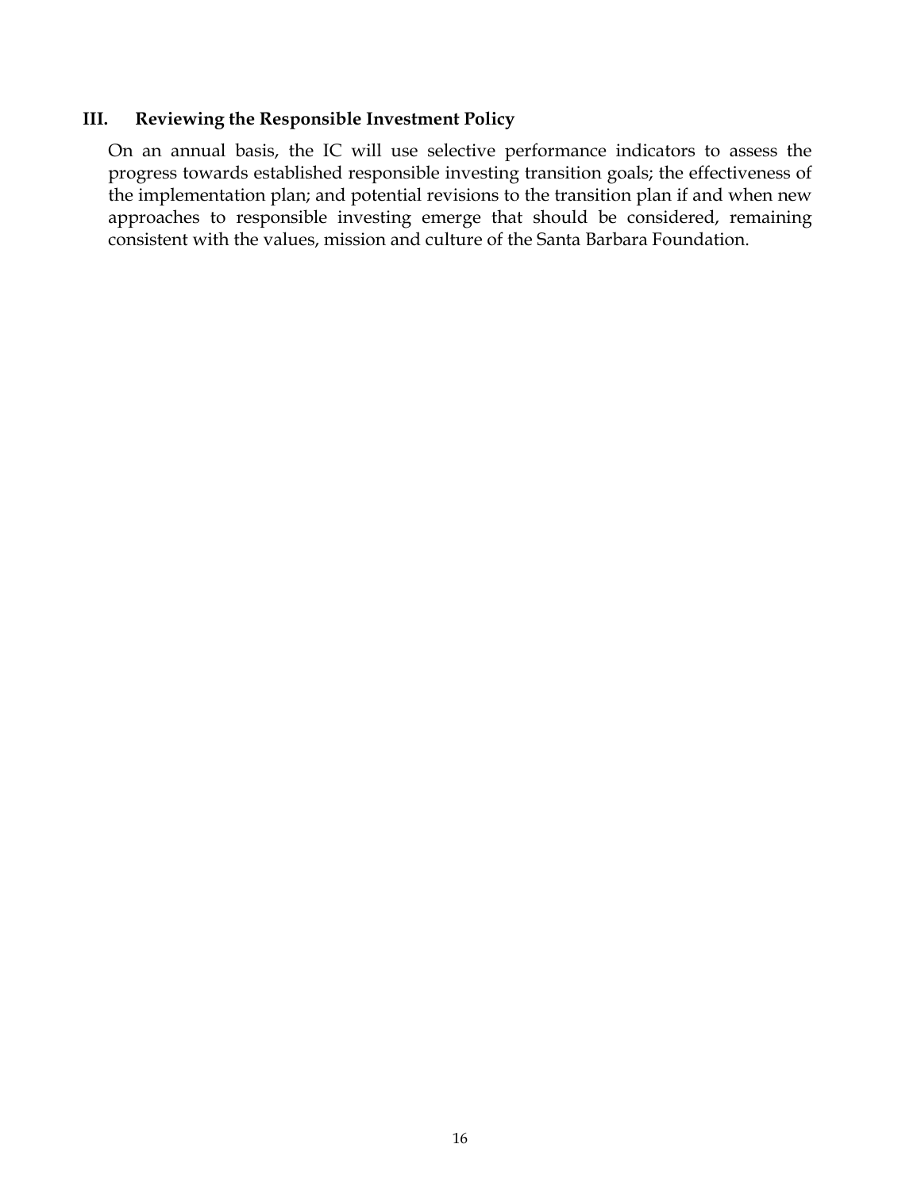## III. Reviewing the Responsible Investment Policy

On an annual basis, the IC will use selective performance indicators to assess the progress towards established responsible investing transition goals; the effectiveness of the implementation plan; and potential revisions to the transition plan if and when new approaches to responsible investing emerge that should be considered, remaining consistent with the values, mission and culture of the Santa Barbara Foundation.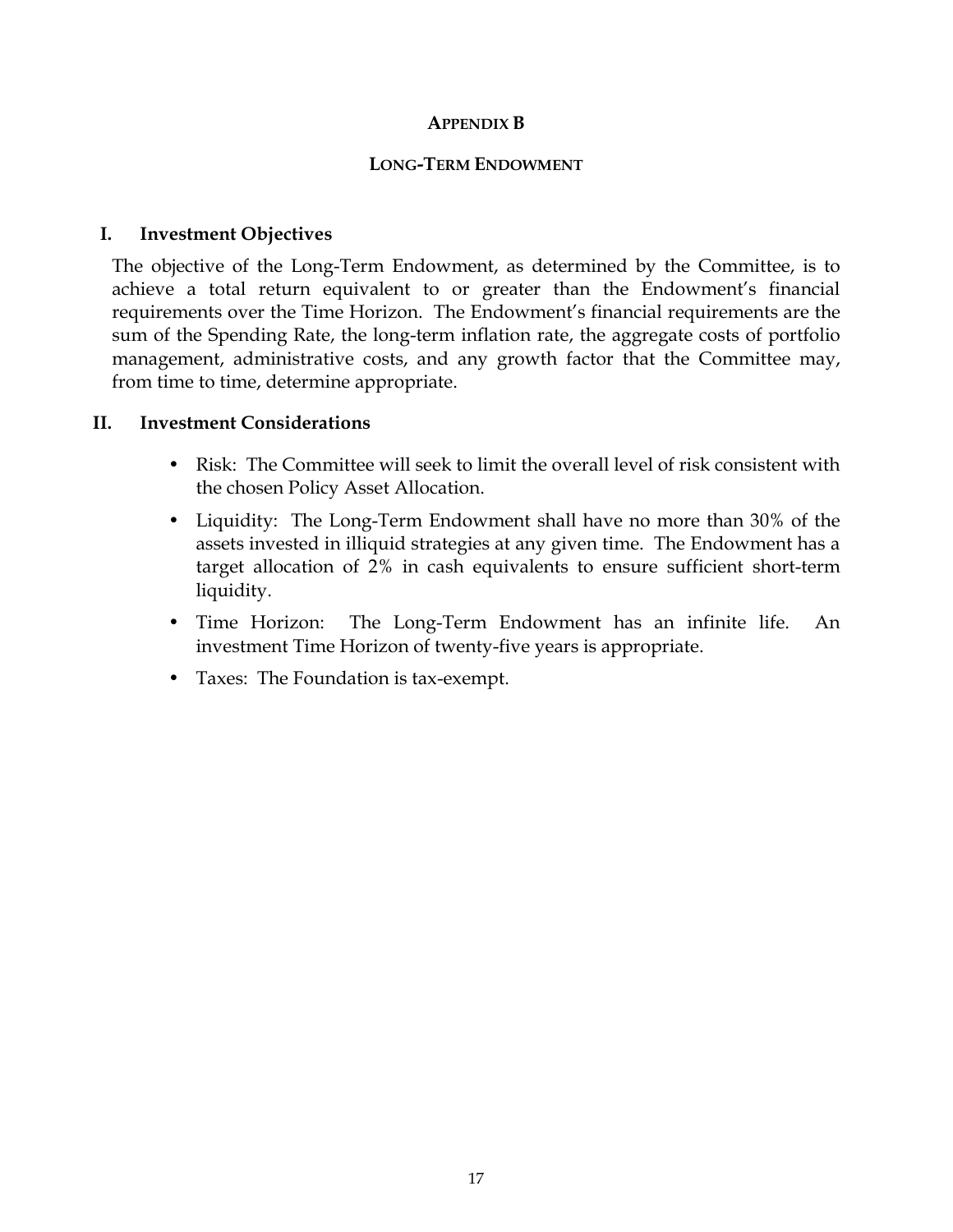# APPENDIX B

## LONG-TERM ENDOWMENT

### I. Investment Objectives

The objective of the Long-Term Endowment, as determined by the Committee, is to achieve a total return equivalent to or greater than the Endowment's financial requirements over the Time Horizon. The Endowment's financial requirements are the sum of the Spending Rate, the long-term inflation rate, the aggregate costs of portfolio management, administrative costs, and any growth factor that the Committee may, from time to time, determine appropriate.

### II. Investment Considerations

- Risk: The Committee will seek to limit the overall level of risk consistent with the chosen Policy Asset Allocation.
- Liquidity: The Long-Term Endowment shall have no more than 30% of the assets invested in illiquid strategies at any given time. The Endowment has a target allocation of 2% in cash equivalents to ensure sufficient short-term liquidity.
- Time Horizon: The Long-Term Endowment has an infinite life. An investment Time Horizon of twenty-five years is appropriate.
- Taxes: The Foundation is tax-exempt.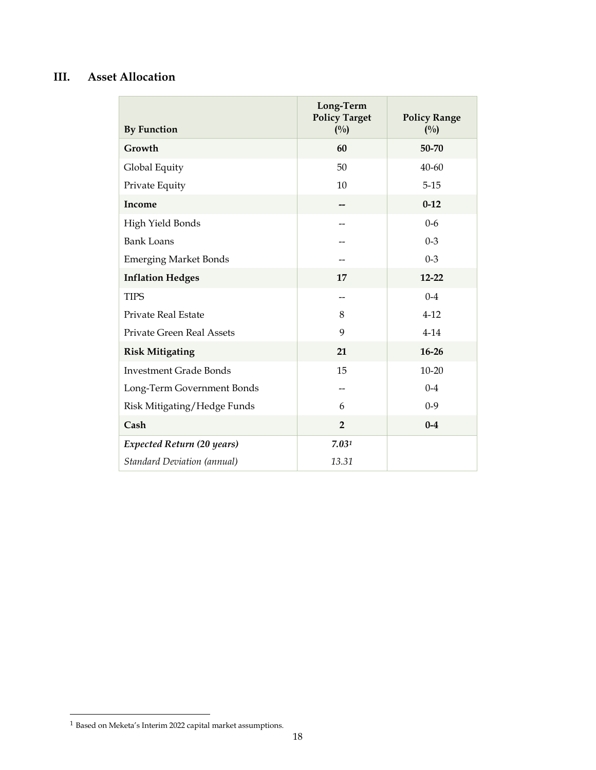## III. Asset Allocation

| By Function | Long-Term Policy Target (%) | Policy Range (%) |
|---|---|---|
| **Growth** | **60** | **50-70** |
| Global Equity | 50 | 40-60 |
| Private Equity | 10 | 5-15 |
| **Income** | **--** | **0-12** |
| High Yield Bonds | -- | 0-6 |
| Bank Loans | -- | 0-3 |
| Emerging Market Bonds | -- | 0-3 |
| **Inflation Hedges** | **17** | **12-22** |
| TIPS | -- | 0-4 |
| Private Real Estate | 8 | 4-12 |
| Private Green Real Assets | 9 | 4-14 |
| **Risk Mitigating** | **21** | **16-26** |
| Investment Grade Bonds | 15 | 10-20 |
| Long-Term Government Bonds | -- | 0-4 |
| Risk Mitigating/Hedge Funds | 6 | 0-9 |
| **Cash** | **2** | **0-4** |
| ***Expected Return (20 years)*** | ***7.03***[1] | |
| *Standard Deviation (annual)* | *13.31* | |

[1] Based on Meketa's Interim 2022 capital market assumptions.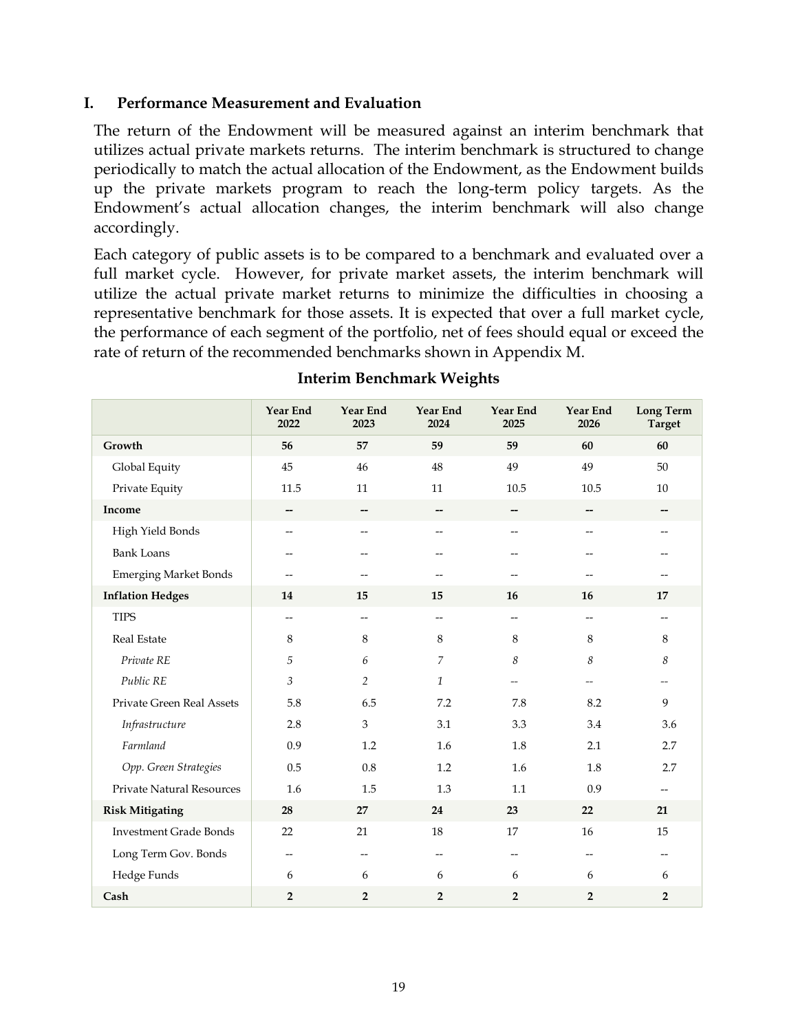## I. Performance Measurement and Evaluation

The return of the Endowment will be measured against an interim benchmark that utilizes actual private markets returns. The interim benchmark is structured to change periodically to match the actual allocation of the Endowment, as the Endowment builds up the private markets program to reach the long-term policy targets. As the Endowment's actual allocation changes, the interim benchmark will also change accordingly.

Each category of public assets is to be compared to a benchmark and evaluated over a full market cycle. However, for private market assets, the interim benchmark will utilize the actual private market returns to minimize the difficulties in choosing a representative benchmark for those assets. It is expected that over a full market cycle, the performance of each segment of the portfolio, net of fees should equal or exceed the rate of return of the recommended benchmarks shown in Appendix M.

**Interim Benchmark Weights**

| | Year End 2022 | Year End 2023 | Year End 2024 | Year End 2025 | Year End 2026 | Long Term Target |
|---|---|---|---|---|---|---|
| **Growth** | **56** | **57** | **59** | **59** | **60** | **60** |
| Global Equity | 45 | 46 | 48 | 49 | 49 | 50 |
| Private Equity | 11.5 | 11 | 11 | 10.5 | 10.5 | 10 |
| **Income** | **--** | **--** | **--** | **--** | **--** | **--** |
| High Yield Bonds | -- | -- | -- | -- | -- | -- |
| Bank Loans | -- | -- | -- | -- | -- | -- |
| Emerging Market Bonds | -- | -- | -- | -- | -- | -- |
| **Inflation Hedges** | **14** | **15** | **15** | **16** | **16** | **17** |
| TIPS | -- | -- | -- | -- | -- | -- |
| Real Estate | 8 | 8 | 8 | 8 | 8 | 8 |
| *Private RE* | *5* | *6* | *7* | *8* | *8* | *8* |
| *Public RE* | *3* | *2* | *1* | -- | -- | -- |
| Private Green Real Assets | 5.8 | 6.5 | 7.2 | 7.8 | 8.2 | 9 |
| *Infrastructure* | 2.8 | 3 | 3.1 | 3.3 | 3.4 | 3.6 |
| *Farmland* | 0.9 | 1.2 | 1.6 | 1.8 | 2.1 | 2.7 |
| *Opp. Green Strategies* | 0.5 | 0.8 | 1.2 | 1.6 | 1.8 | 2.7 |
| Private Natural Resources | 1.6 | 1.5 | 1.3 | 1.1 | 0.9 | -- |
| **Risk Mitigating** | **28** | **27** | **24** | **23** | **22** | **21** |
| Investment Grade Bonds | 22 | 21 | 18 | 17 | 16 | 15 |
| Long Term Gov. Bonds | -- | -- | -- | -- | -- | -- |
| Hedge Funds | 6 | 6 | 6 | 6 | 6 | 6 |
| **Cash** | **2** | **2** | **2** | **2** | **2** | **2** |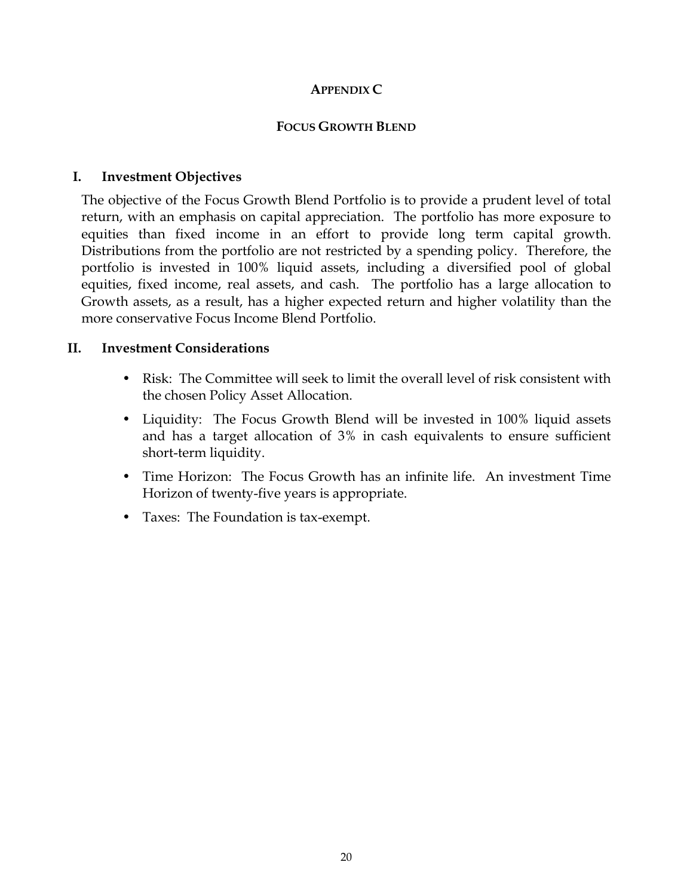# APPENDIX C

## FOCUS GROWTH BLEND

### I. Investment Objectives

The objective of the Focus Growth Blend Portfolio is to provide a prudent level of total return, with an emphasis on capital appreciation. The portfolio has more exposure to equities than fixed income in an effort to provide long term capital growth. Distributions from the portfolio are not restricted by a spending policy. Therefore, the portfolio is invested in 100% liquid assets, including a diversified pool of global equities, fixed income, real assets, and cash. The portfolio has a large allocation to Growth assets, as a result, has a higher expected return and higher volatility than the more conservative Focus Income Blend Portfolio.

### II. Investment Considerations

- Risk: The Committee will seek to limit the overall level of risk consistent with the chosen Policy Asset Allocation.
- Liquidity: The Focus Growth Blend will be invested in 100% liquid assets and has a target allocation of 3% in cash equivalents to ensure sufficient short-term liquidity.
- Time Horizon: The Focus Growth has an infinite life. An investment Time Horizon of twenty-five years is appropriate.
- Taxes: The Foundation is tax-exempt.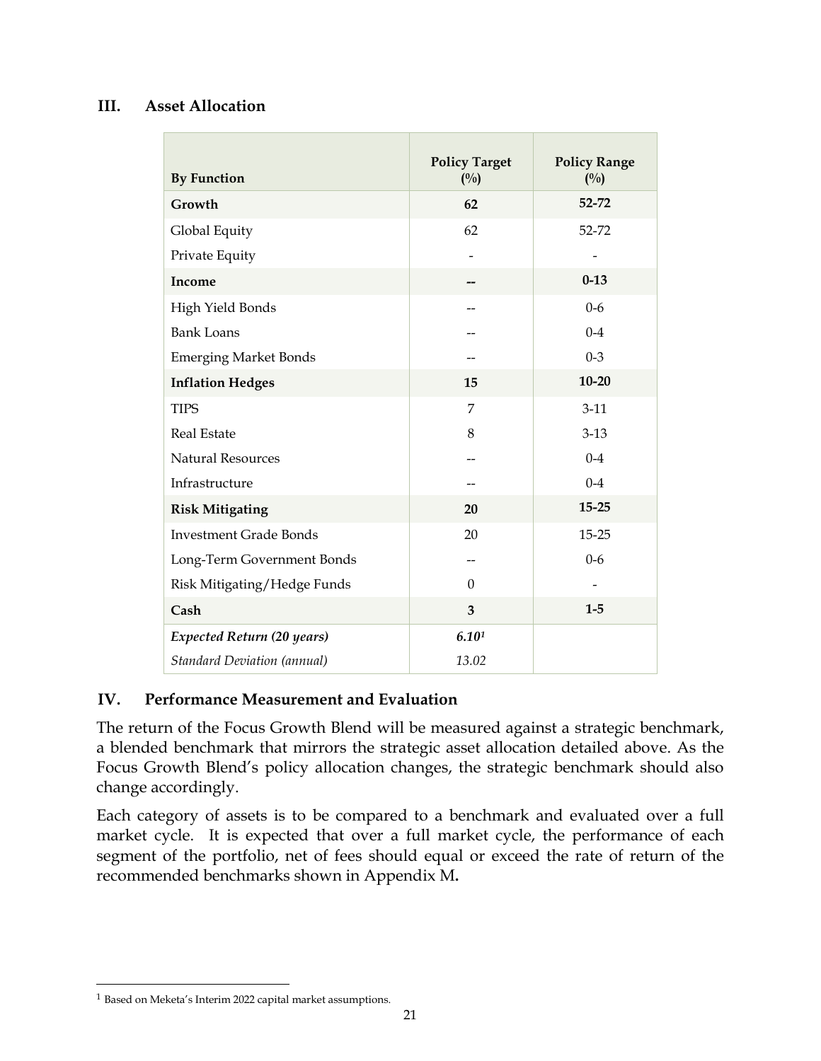## III. Asset Allocation

| By Function | Policy Target (%) | Policy Range (%) |
|---|---|---|
| **Growth** | **62** | **52-72** |
| Global Equity | 62 | 52-72 |
| Private Equity | - | - |
| **Income** | **--** | **0-13** |
| High Yield Bonds | -- | 0-6 |
| Bank Loans | -- | 0-4 |
| Emerging Market Bonds | -- | 0-3 |
| **Inflation Hedges** | **15** | **10-20** |
| TIPS | 7 | 3-11 |
| Real Estate | 8 | 3-13 |
| Natural Resources | -- | 0-4 |
| Infrastructure | -- | 0-4 |
| **Risk Mitigating** | **20** | **15-25** |
| Investment Grade Bonds | 20 | 15-25 |
| Long-Term Government Bonds | -- | 0-6 |
| Risk Mitigating/Hedge Funds | 0 | - |
| **Cash** | **3** | **1-5** |
| ***Expected Return (20 years)*** | ***6.10*[1] | |
| *Standard Deviation (annual)* | *13.02* | |

## IV. Performance Measurement and Evaluation

The return of the Focus Growth Blend will be measured against a strategic benchmark, a blended benchmark that mirrors the strategic asset allocation detailed above. As the Focus Growth Blend's policy allocation changes, the strategic benchmark should also change accordingly.

Each category of assets is to be compared to a benchmark and evaluated over a full market cycle. It is expected that over a full market cycle, the performance of each segment of the portfolio, net of fees should equal or exceed the rate of return of the recommended benchmarks shown in Appendix M**.**

[1] Based on Meketa's Interim 2022 capital market assumptions.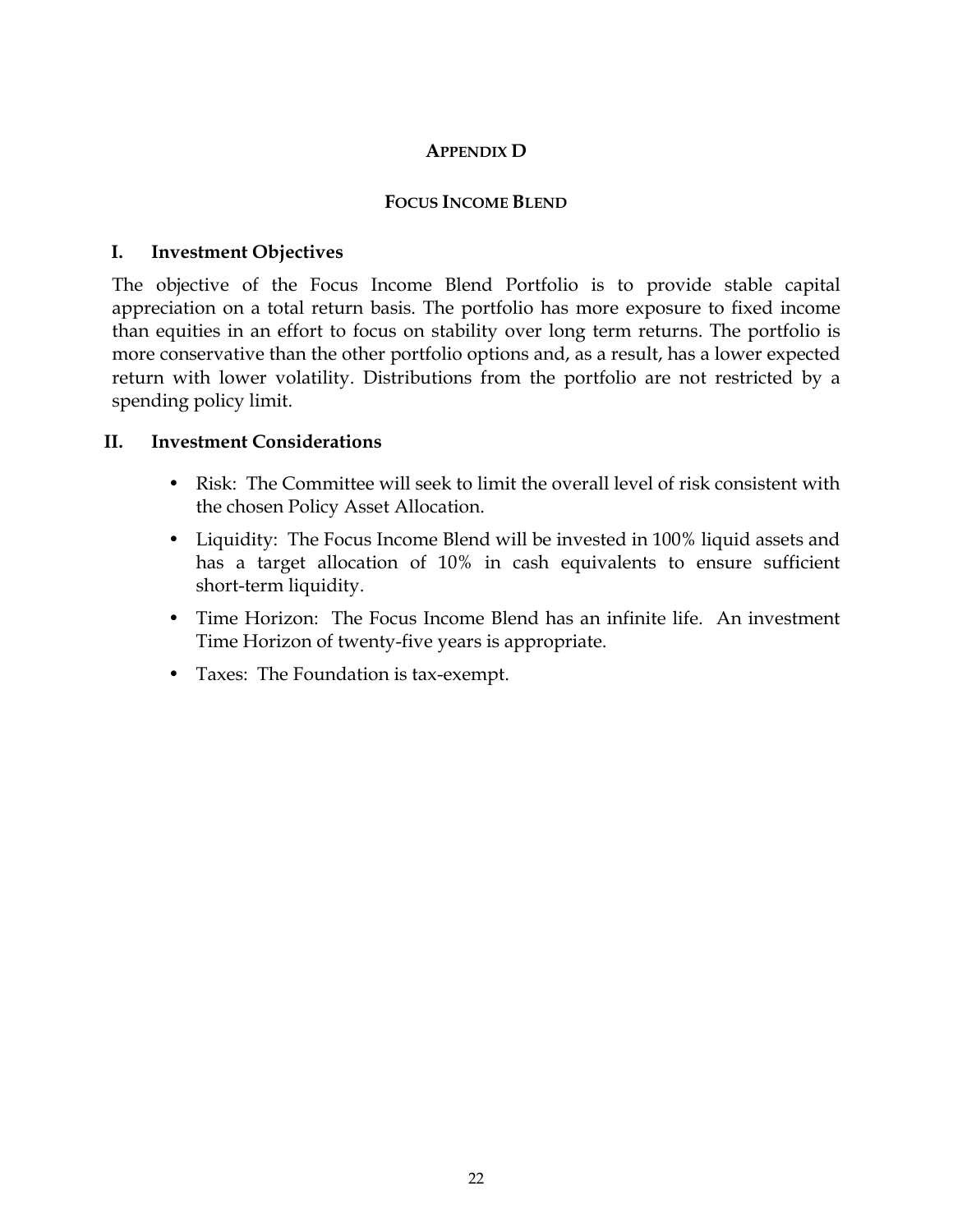## Appendix D

## Focus Income Blend

### I. Investment Objectives

The objective of the Focus Income Blend Portfolio is to provide stable capital appreciation on a total return basis. The portfolio has more exposure to fixed income than equities in an effort to focus on stability over long term returns. The portfolio is more conservative than the other portfolio options and, as a result, has a lower expected return with lower volatility. Distributions from the portfolio are not restricted by a spending policy limit.

### II. Investment Considerations

- Risk: The Committee will seek to limit the overall level of risk consistent with the chosen Policy Asset Allocation.
- Liquidity: The Focus Income Blend will be invested in 100% liquid assets and has a target allocation of 10% in cash equivalents to ensure sufficient short-term liquidity.
- Time Horizon: The Focus Income Blend has an infinite life. An investment Time Horizon of twenty-five years is appropriate.
- Taxes: The Foundation is tax-exempt.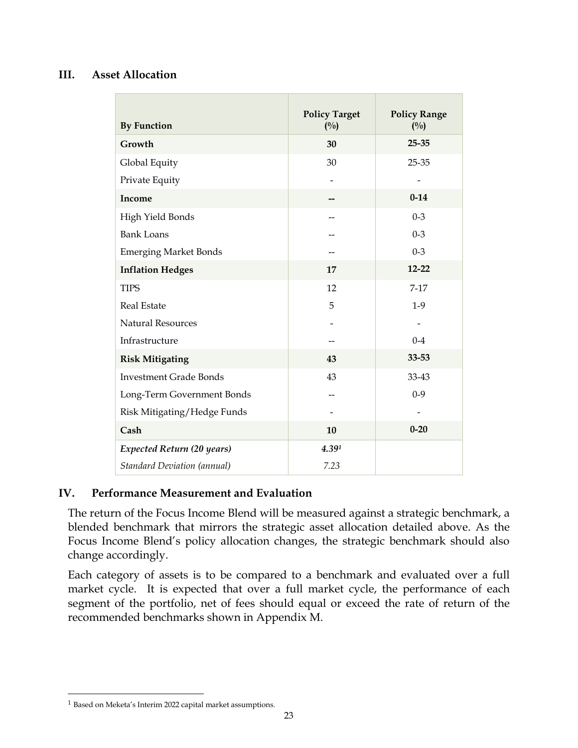## III. Asset Allocation

| By Function | Policy Target (%) | Policy Range (%) |
|---|---|---|
| **Growth** | **30** | **25-35** |
| Global Equity | 30 | 25-35 |
| Private Equity | - | - |
| **Income** | **--** | **0-14** |
| High Yield Bonds | -- | 0-3 |
| Bank Loans | -- | 0-3 |
| Emerging Market Bonds | -- | 0-3 |
| **Inflation Hedges** | **17** | **12-22** |
| TIPS | 12 | 7-17 |
| Real Estate | 5 | 1-9 |
| Natural Resources | - | - |
| Infrastructure | -- | 0-4 |
| **Risk Mitigating** | **43** | **33-53** |
| Investment Grade Bonds | 43 | 33-43 |
| Long-Term Government Bonds | -- | 0-9 |
| Risk Mitigating/Hedge Funds | - | - |
| **Cash** | **10** | **0-20** |
| ***Expected Return (20 years)*** | ***4.39[1]*** | |
| *Standard Deviation (annual)* | *7.23* | |

## IV. Performance Measurement and Evaluation

The return of the Focus Income Blend will be measured against a strategic benchmark, a blended benchmark that mirrors the strategic asset allocation detailed above. As the Focus Income Blend's policy allocation changes, the strategic benchmark should also change accordingly.

Each category of assets is to be compared to a benchmark and evaluated over a full market cycle. It is expected that over a full market cycle, the performance of each segment of the portfolio, net of fees should equal or exceed the rate of return of the recommended benchmarks shown in Appendix M.

[1] Based on Meketa's Interim 2022 capital market assumptions.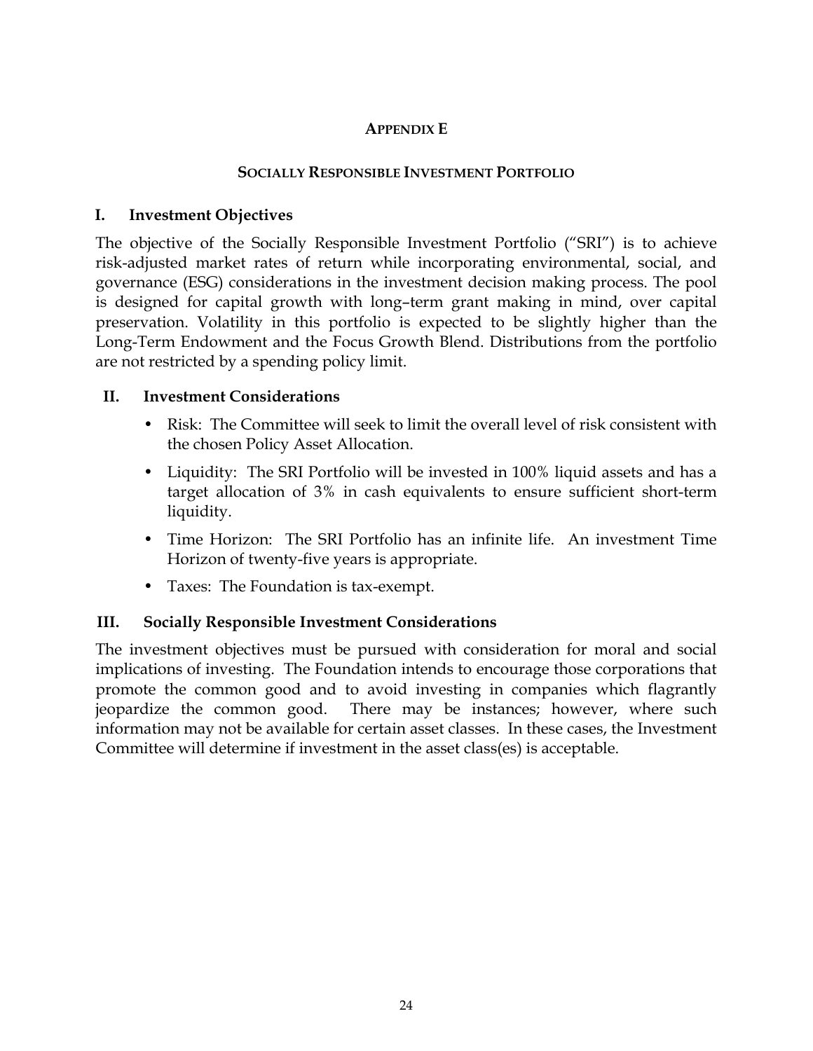**APPENDIX E**

**SOCIALLY RESPONSIBLE INVESTMENT PORTFOLIO**

## I. Investment Objectives

The objective of the Socially Responsible Investment Portfolio ("SRI") is to achieve risk-adjusted market rates of return while incorporating environmental, social, and governance (ESG) considerations in the investment decision making process. The pool is designed for capital growth with long–term grant making in mind, over capital preservation. Volatility in this portfolio is expected to be slightly higher than the Long-Term Endowment and the Focus Growth Blend. Distributions from the portfolio are not restricted by a spending policy limit.

## II. Investment Considerations

- Risk: The Committee will seek to limit the overall level of risk consistent with the chosen Policy Asset Allocation.
- Liquidity: The SRI Portfolio will be invested in 100% liquid assets and has a target allocation of 3% in cash equivalents to ensure sufficient short-term liquidity.
- Time Horizon: The SRI Portfolio has an infinite life. An investment Time Horizon of twenty-five years is appropriate.
- Taxes: The Foundation is tax-exempt.

## III. Socially Responsible Investment Considerations

The investment objectives must be pursued with consideration for moral and social implications of investing. The Foundation intends to encourage those corporations that promote the common good and to avoid investing in companies which flagrantly jeopardize the common good. There may be instances; however, where such information may not be available for certain asset classes. In these cases, the Investment Committee will determine if investment in the asset class(es) is acceptable.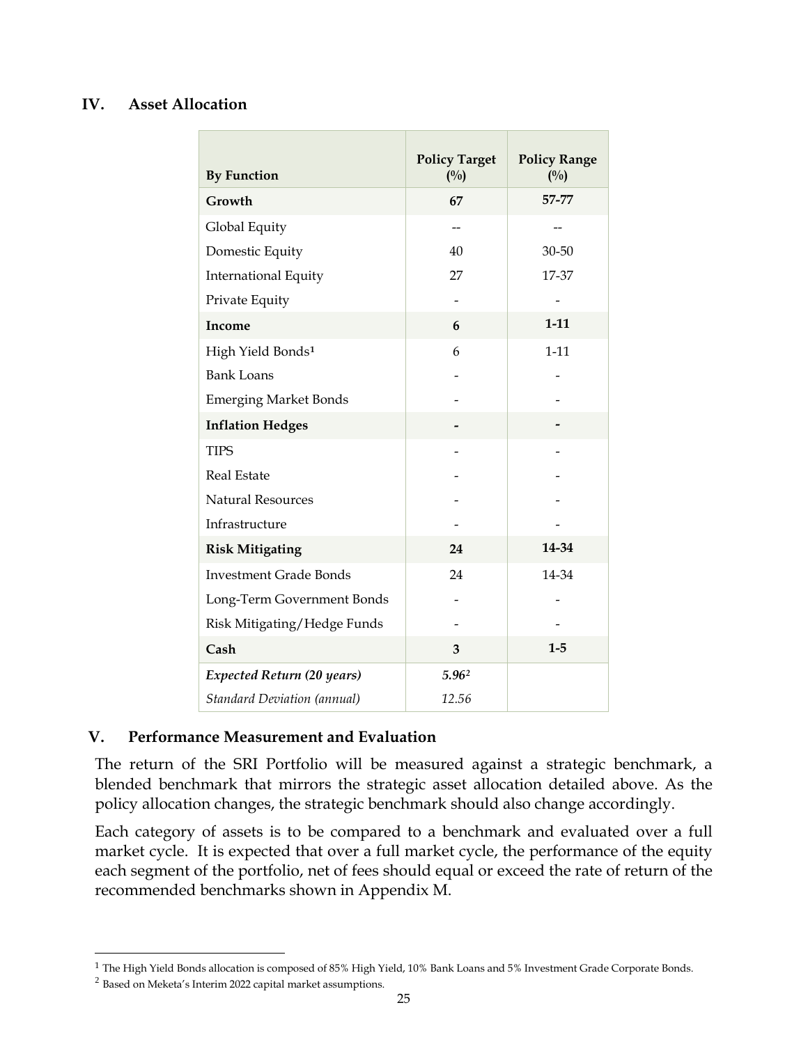## IV. Asset Allocation

| By Function | Policy Target (%) | Policy Range (%) |
|---|---|---|
| **Growth** | **67** | **57-77** |
| Global Equity | -- | -- |
| Domestic Equity | 40 | 30-50 |
| International Equity | 27 | 17-37 |
| Private Equity | - | - |
| **Income** | **6** | **1-11** |
| High Yield Bonds[1] | 6 | 1-11 |
| Bank Loans | - | - |
| Emerging Market Bonds | - | - |
| **Inflation Hedges** | **-** | **-** |
| TIPS | - | - |
| Real Estate | - | - |
| Natural Resources | - | - |
| Infrastructure | - | - |
| **Risk Mitigating** | **24** | **14-34** |
| Investment Grade Bonds | 24 | 14-34 |
| Long-Term Government Bonds | - | - |
| Risk Mitigating/Hedge Funds | - | - |
| **Cash** | **3** | **1-5** |
| ***Expected Return (20 years)*** | ***5.96***[2] | |
| *Standard Deviation (annual)* | *12.56* | |

## V. Performance Measurement and Evaluation

The return of the SRI Portfolio will be measured against a strategic benchmark, a blended benchmark that mirrors the strategic asset allocation detailed above. As the policy allocation changes, the strategic benchmark should also change accordingly.

Each category of assets is to be compared to a benchmark and evaluated over a full market cycle. It is expected that over a full market cycle, the performance of the equity each segment of the portfolio, net of fees should equal or exceed the rate of return of the recommended benchmarks shown in Appendix M.

---

[1] The High Yield Bonds allocation is composed of 85% High Yield, 10% Bank Loans and 5% Investment Grade Corporate Bonds.

[2] Based on Meketa's Interim 2022 capital market assumptions.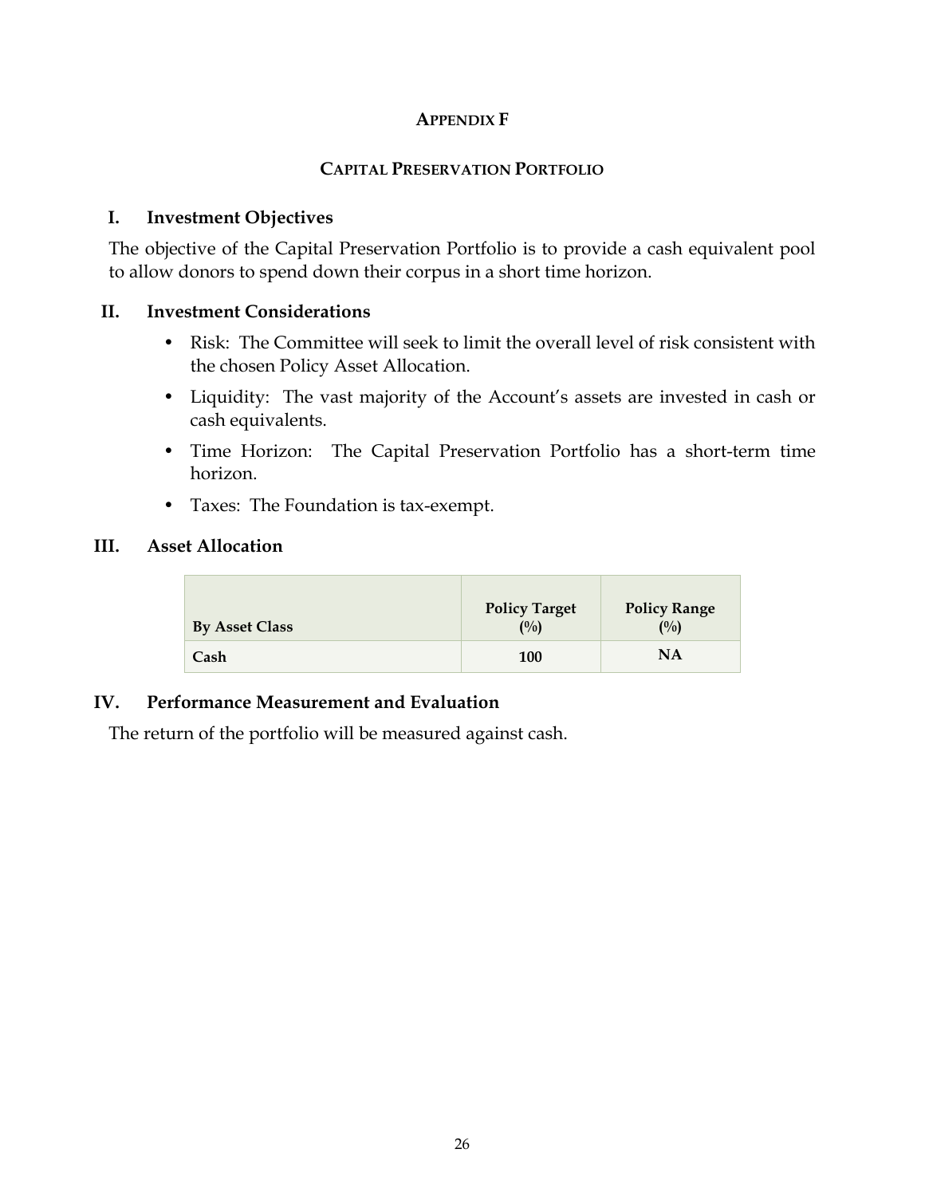## APPENDIX F

## CAPITAL PRESERVATION PORTFOLIO

### I. Investment Objectives

The objective of the Capital Preservation Portfolio is to provide a cash equivalent pool to allow donors to spend down their corpus in a short time horizon.

### II. Investment Considerations

- Risk: The Committee will seek to limit the overall level of risk consistent with the chosen Policy Asset Allocation.
- Liquidity: The vast majority of the Account's assets are invested in cash or cash equivalents.
- Time Horizon: The Capital Preservation Portfolio has a short-term time horizon.
- Taxes: The Foundation is tax-exempt.

### III. Asset Allocation

| By Asset Class | Policy Target (%) | Policy Range (%) |
|---|---|---|
| **Cash** | **100** | **NA** |

### IV. Performance Measurement and Evaluation

The return of the portfolio will be measured against cash.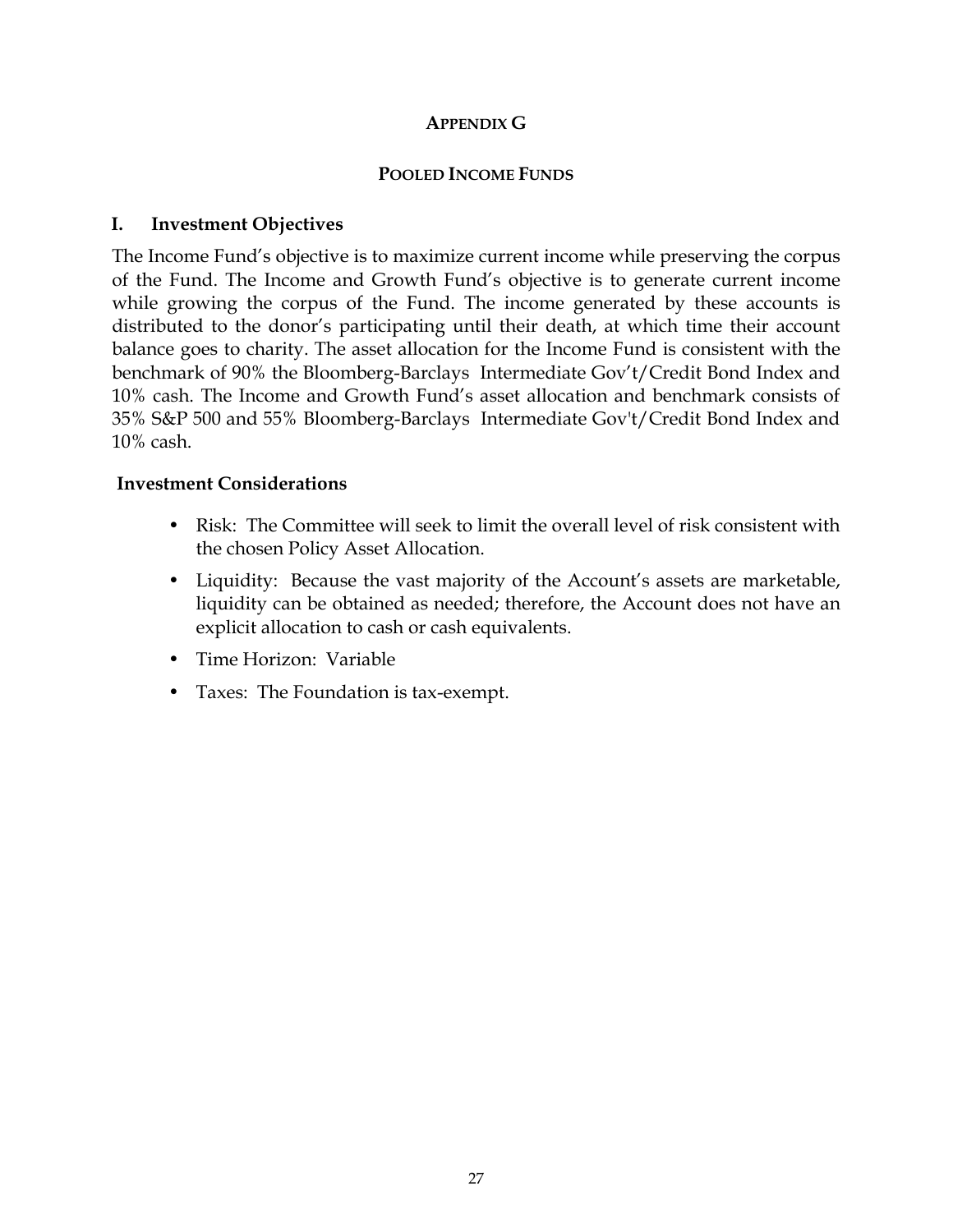## APPENDIX G

## POOLED INCOME FUNDS

### I. Investment Objectives

The Income Fund's objective is to maximize current income while preserving the corpus of the Fund. The Income and Growth Fund's objective is to generate current income while growing the corpus of the Fund. The income generated by these accounts is distributed to the donor's participating until their death, at which time their account balance goes to charity. The asset allocation for the Income Fund is consistent with the benchmark of 90% the Bloomberg-Barclays Intermediate Gov't/Credit Bond Index and 10% cash. The Income and Growth Fund's asset allocation and benchmark consists of 35% S&P 500 and 55% Bloomberg-Barclays Intermediate Gov't/Credit Bond Index and 10% cash.

### Investment Considerations

- Risk: The Committee will seek to limit the overall level of risk consistent with the chosen Policy Asset Allocation.
- Liquidity: Because the vast majority of the Account's assets are marketable, liquidity can be obtained as needed; therefore, the Account does not have an explicit allocation to cash or cash equivalents.
- Time Horizon: Variable
- Taxes: The Foundation is tax-exempt.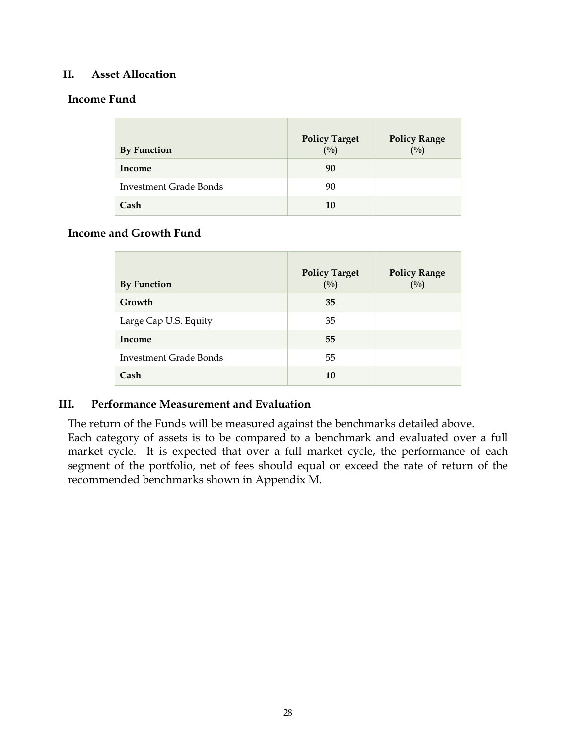## II. Asset Allocation

### Income Fund

| By Function | Policy Target (%) | Policy Range (%) |
|---|---|---|
| **Income** | **90** | |
| Investment Grade Bonds | 90 | |
| **Cash** | **10** | |

### Income and Growth Fund

| By Function | Policy Target (%) | Policy Range (%) |
|---|---|---|
| **Growth** | **35** | |
| Large Cap U.S. Equity | 35 | |
| **Income** | **55** | |
| Investment Grade Bonds | 55 | |
| **Cash** | **10** | |

## III. Performance Measurement and Evaluation

The return of the Funds will be measured against the benchmarks detailed above.
Each category of assets is to be compared to a benchmark and evaluated over a full market cycle. It is expected that over a full market cycle, the performance of each segment of the portfolio, net of fees should equal or exceed the rate of return of the recommended benchmarks shown in Appendix M.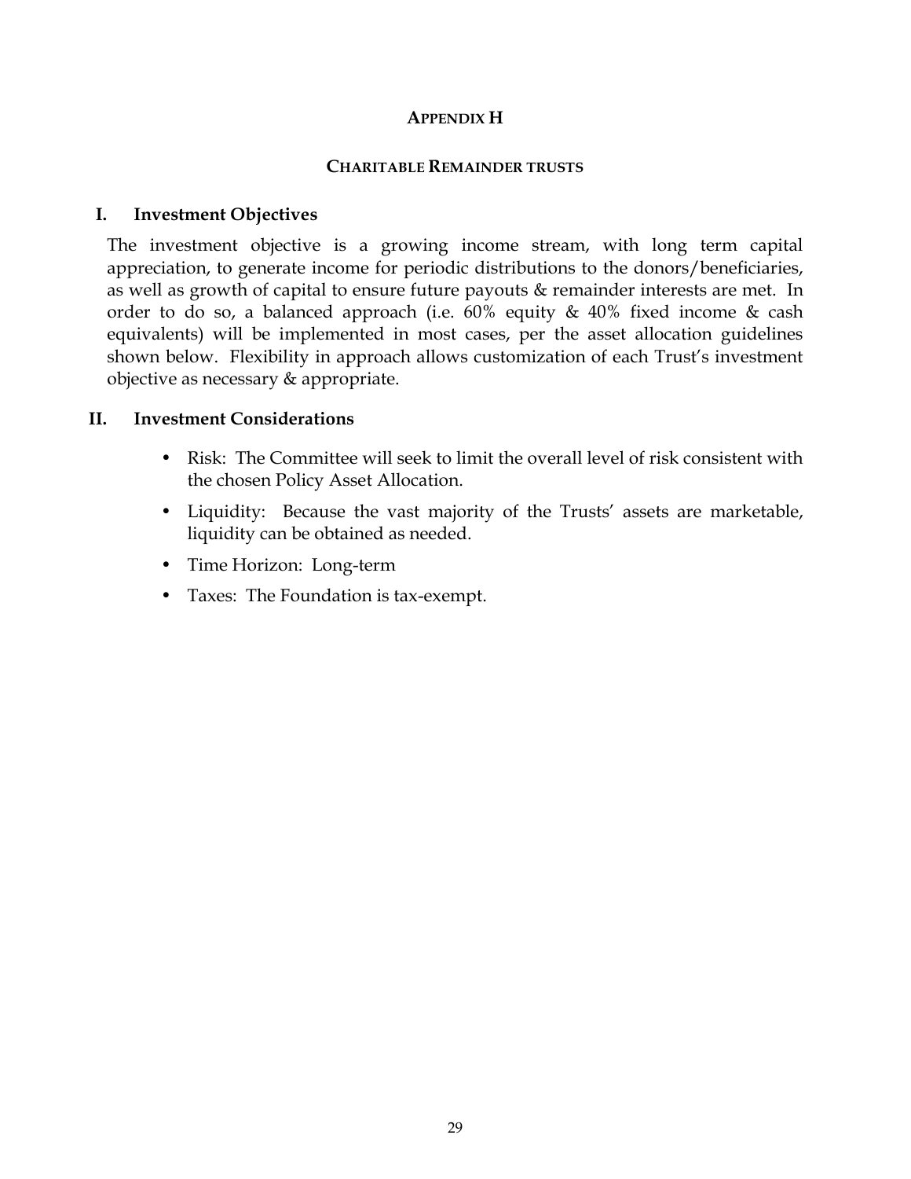## APPENDIX H

### CHARITABLE REMAINDER TRUSTS

### I. Investment Objectives

The investment objective is a growing income stream, with long term capital appreciation, to generate income for periodic distributions to the donors/beneficiaries, as well as growth of capital to ensure future payouts & remainder interests are met. In order to do so, a balanced approach (i.e. 60% equity & 40% fixed income & cash equivalents) will be implemented in most cases, per the asset allocation guidelines shown below. Flexibility in approach allows customization of each Trust's investment objective as necessary & appropriate.

### II. Investment Considerations

- Risk: The Committee will seek to limit the overall level of risk consistent with the chosen Policy Asset Allocation.
- Liquidity: Because the vast majority of the Trusts' assets are marketable, liquidity can be obtained as needed.
- Time Horizon: Long-term
- Taxes: The Foundation is tax-exempt.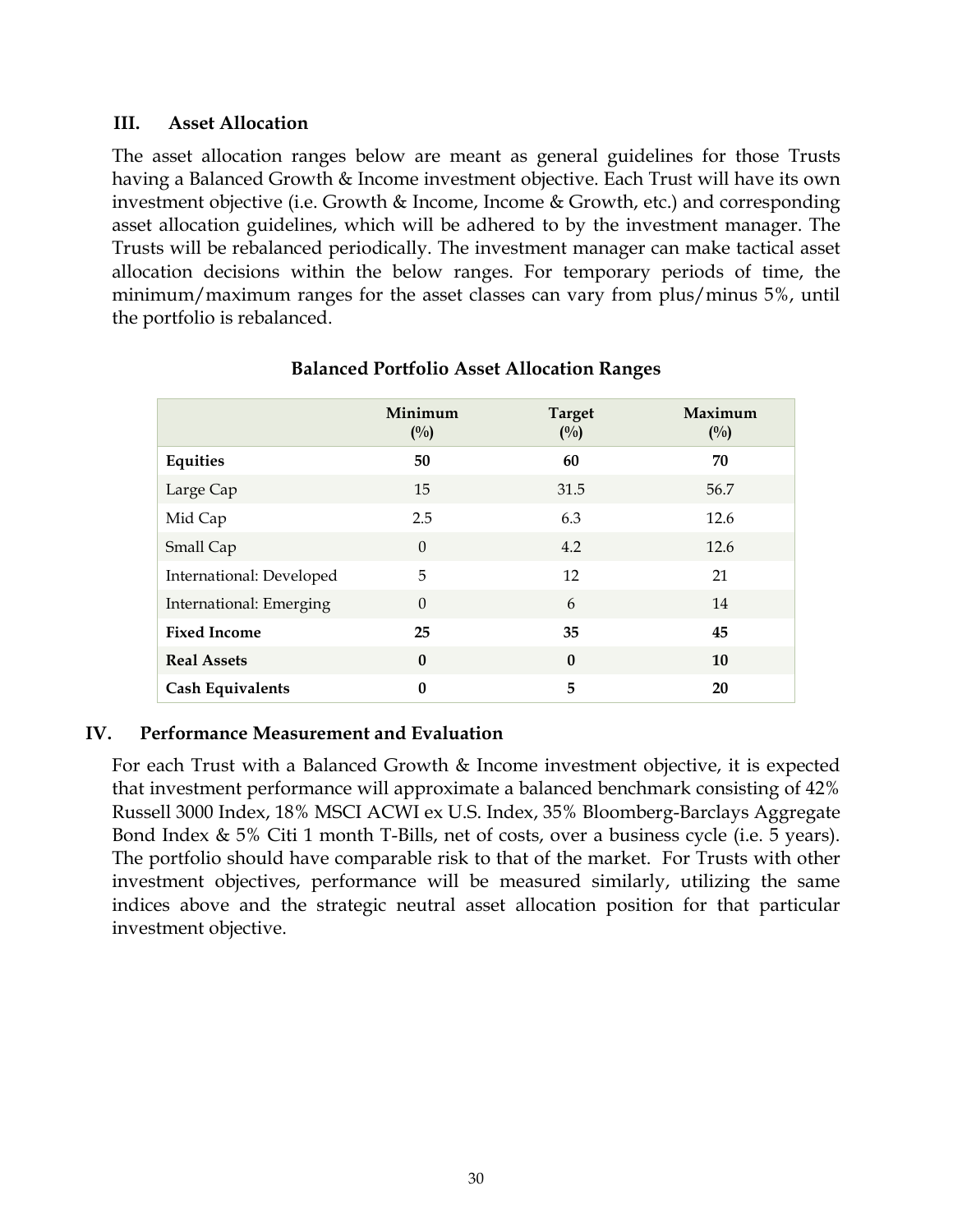## III. Asset Allocation

The asset allocation ranges below are meant as general guidelines for those Trusts having a Balanced Growth & Income investment objective. Each Trust will have its own investment objective (i.e. Growth & Income, Income & Growth, etc.) and corresponding asset allocation guidelines, which will be adhered to by the investment manager. The Trusts will be rebalanced periodically. The investment manager can make tactical asset allocation decisions within the below ranges. For temporary periods of time, the minimum/maximum ranges for the asset classes can vary from plus/minus 5%, until the portfolio is rebalanced.

**Balanced Portfolio Asset Allocation Ranges**

| | Minimum (%) | Target (%) | Maximum (%) |
|---|---|---|---|
| **Equities** | **50** | **60** | **70** |
| Large Cap | 15 | 31.5 | 56.7 |
| Mid Cap | 2.5 | 6.3 | 12.6 |
| Small Cap | 0 | 4.2 | 12.6 |
| International: Developed | 5 | 12 | 21 |
| International: Emerging | 0 | 6 | 14 |
| **Fixed Income** | **25** | **35** | **45** |
| **Real Assets** | **0** | **0** | **10** |
| **Cash Equivalents** | **0** | **5** | **20** |

## IV. Performance Measurement and Evaluation

For each Trust with a Balanced Growth & Income investment objective, it is expected that investment performance will approximate a balanced benchmark consisting of 42% Russell 3000 Index, 18% MSCI ACWI ex U.S. Index, 35% Bloomberg-Barclays Aggregate Bond Index & 5% Citi 1 month T-Bills, net of costs, over a business cycle (i.e. 5 years). The portfolio should have comparable risk to that of the market. For Trusts with other investment objectives, performance will be measured similarly, utilizing the same indices above and the strategic neutral asset allocation position for that particular investment objective.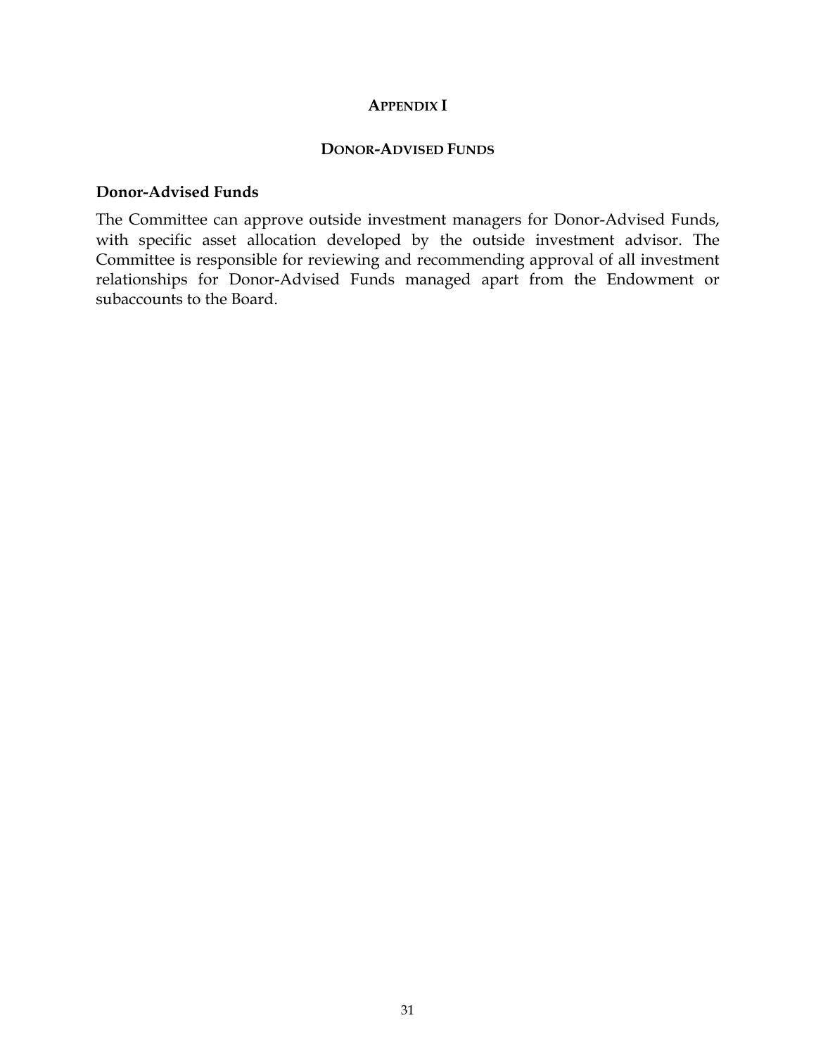# APPENDIX I

## DONOR-ADVISED FUNDS

### Donor-Advised Funds

The Committee can approve outside investment managers for Donor-Advised Funds, with specific asset allocation developed by the outside investment advisor. The Committee is responsible for reviewing and recommending approval of all investment relationships for Donor-Advised Funds managed apart from the Endowment or subaccounts to the Board.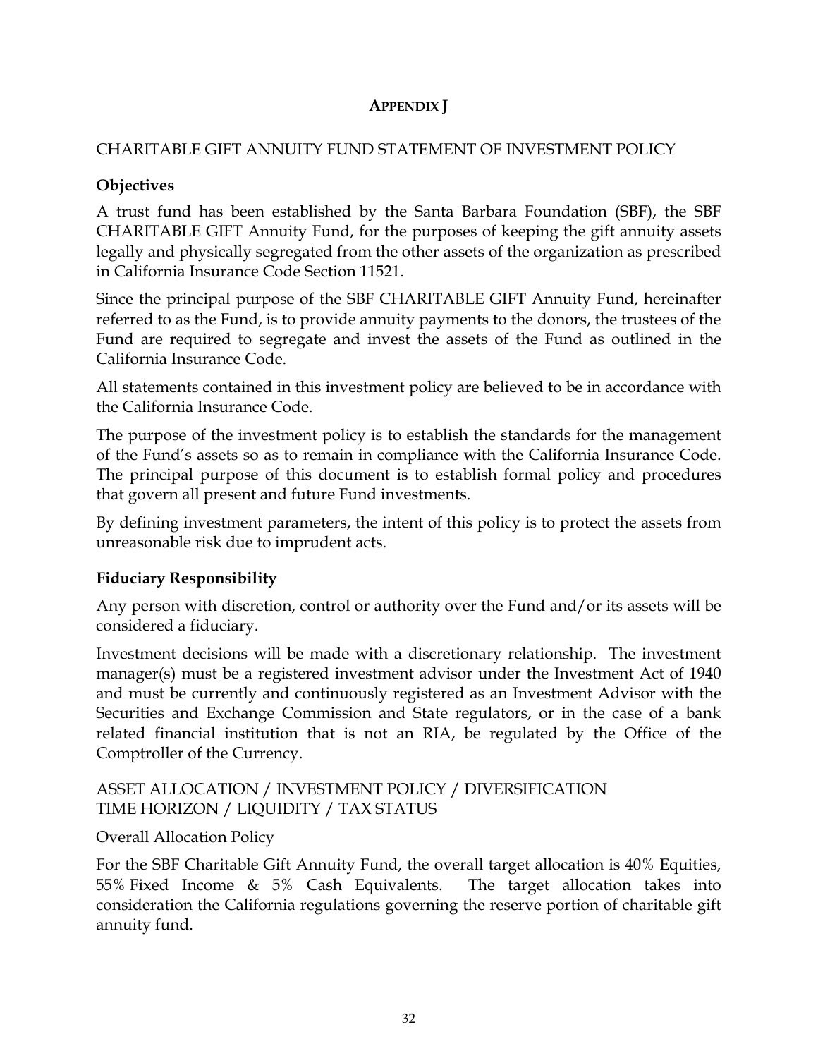## APPENDIX J

CHARITABLE GIFT ANNUITY FUND STATEMENT OF INVESTMENT POLICY

### Objectives

A trust fund has been established by the Santa Barbara Foundation (SBF), the SBF CHARITABLE GIFT Annuity Fund, for the purposes of keeping the gift annuity assets legally and physically segregated from the other assets of the organization as prescribed in California Insurance Code Section 11521.

Since the principal purpose of the SBF CHARITABLE GIFT Annuity Fund, hereinafter referred to as the Fund, is to provide annuity payments to the donors, the trustees of the Fund are required to segregate and invest the assets of the Fund as outlined in the California Insurance Code.

All statements contained in this investment policy are believed to be in accordance with the California Insurance Code.

The purpose of the investment policy is to establish the standards for the management of the Fund's assets so as to remain in compliance with the California Insurance Code. The principal purpose of this document is to establish formal policy and procedures that govern all present and future Fund investments.

By defining investment parameters, the intent of this policy is to protect the assets from unreasonable risk due to imprudent acts.

### Fiduciary Responsibility

Any person with discretion, control or authority over the Fund and/or its assets will be considered a fiduciary.

Investment decisions will be made with a discretionary relationship. The investment manager(s) must be a registered investment advisor under the Investment Act of 1940 and must be currently and continuously registered as an Investment Advisor with the Securities and Exchange Commission and State regulators, or in the case of a bank related financial institution that is not an RIA, be regulated by the Office of the Comptroller of the Currency.

ASSET ALLOCATION / INVESTMENT POLICY / DIVERSIFICATION
TIME HORIZON / LIQUIDITY / TAX STATUS

Overall Allocation Policy

For the SBF Charitable Gift Annuity Fund, the overall target allocation is 40% Equities, 55% Fixed Income & 5% Cash Equivalents. The target allocation takes into consideration the California regulations governing the reserve portion of charitable gift annuity fund.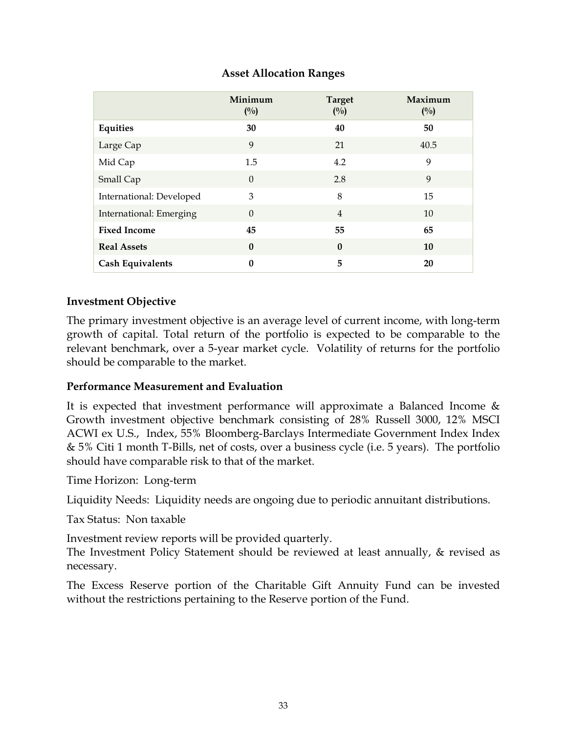## Asset Allocation Ranges

| | Minimum (%) | Target (%) | Maximum (%) |
|---|---|---|---|
| **Equities** | **30** | **40** | **50** |
| Large Cap | 9 | 21 | 40.5 |
| Mid Cap | 1.5 | 4.2 | 9 |
| Small Cap | 0 | 2.8 | 9 |
| International: Developed | 3 | 8 | 15 |
| International: Emerging | 0 | 4 | 10 |
| **Fixed Income** | **45** | **55** | **65** |
| **Real Assets** | **0** | **0** | **10** |
| **Cash Equivalents** | **0** | **5** | **20** |

### Investment Objective

The primary investment objective is an average level of current income, with long-term growth of capital. Total return of the portfolio is expected to be comparable to the relevant benchmark, over a 5-year market cycle. Volatility of returns for the portfolio should be comparable to the market.

### Performance Measurement and Evaluation

It is expected that investment performance will approximate a Balanced Income & Growth investment objective benchmark consisting of 28% Russell 3000, 12% MSCI ACWI ex U.S., Index, 55% Bloomberg-Barclays Intermediate Government Index Index & 5% Citi 1 month T-Bills, net of costs, over a business cycle (i.e. 5 years). The portfolio should have comparable risk to that of the market.

Time Horizon: Long-term

Liquidity Needs: Liquidity needs are ongoing due to periodic annuitant distributions.

Tax Status: Non taxable

Investment review reports will be provided quarterly.
The Investment Policy Statement should be reviewed at least annually, & revised as necessary.

The Excess Reserve portion of the Charitable Gift Annuity Fund can be invested without the restrictions pertaining to the Reserve portion of the Fund.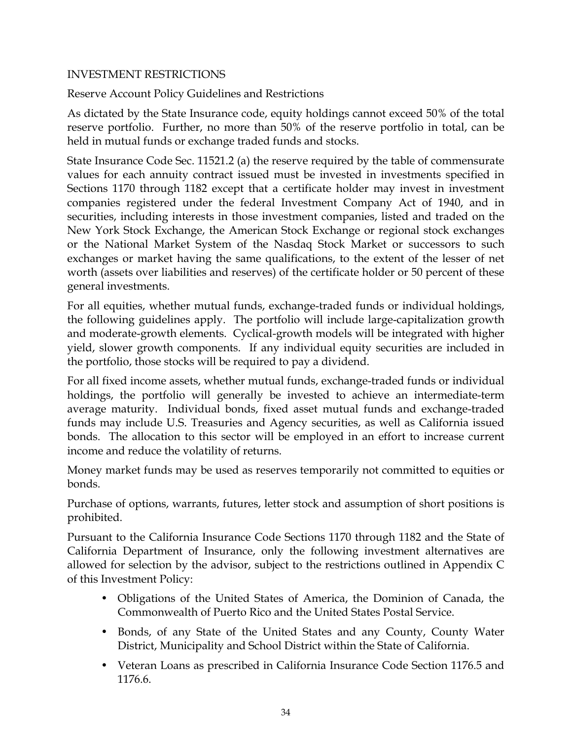## INVESTMENT RESTRICTIONS

### Reserve Account Policy Guidelines and Restrictions

As dictated by the State Insurance code, equity holdings cannot exceed 50% of the total reserve portfolio. Further, no more than 50% of the reserve portfolio in total, can be held in mutual funds or exchange traded funds and stocks.

State Insurance Code Sec. 11521.2 (a) the reserve required by the table of commensurate values for each annuity contract issued must be invested in investments specified in Sections 1170 through 1182 except that a certificate holder may invest in investment companies registered under the federal Investment Company Act of 1940, and in securities, including interests in those investment companies, listed and traded on the New York Stock Exchange, the American Stock Exchange or regional stock exchanges or the National Market System of the Nasdaq Stock Market or successors to such exchanges or market having the same qualifications, to the extent of the lesser of net worth (assets over liabilities and reserves) of the certificate holder or 50 percent of these general investments.

For all equities, whether mutual funds, exchange-traded funds or individual holdings, the following guidelines apply. The portfolio will include large-capitalization growth and moderate-growth elements. Cyclical-growth models will be integrated with higher yield, slower growth components. If any individual equity securities are included in the portfolio, those stocks will be required to pay a dividend.

For all fixed income assets, whether mutual funds, exchange-traded funds or individual holdings, the portfolio will generally be invested to achieve an intermediate-term average maturity. Individual bonds, fixed asset mutual funds and exchange-traded funds may include U.S. Treasuries and Agency securities, as well as California issued bonds. The allocation to this sector will be employed in an effort to increase current income and reduce the volatility of returns.

Money market funds may be used as reserves temporarily not committed to equities or bonds.

Purchase of options, warrants, futures, letter stock and assumption of short positions is prohibited.

Pursuant to the California Insurance Code Sections 1170 through 1182 and the State of California Department of Insurance, only the following investment alternatives are allowed for selection by the advisor, subject to the restrictions outlined in Appendix C of this Investment Policy:

- Obligations of the United States of America, the Dominion of Canada, the Commonwealth of Puerto Rico and the United States Postal Service.
- Bonds, of any State of the United States and any County, County Water District, Municipality and School District within the State of California.
- Veteran Loans as prescribed in California Insurance Code Section 1176.5 and 1176.6.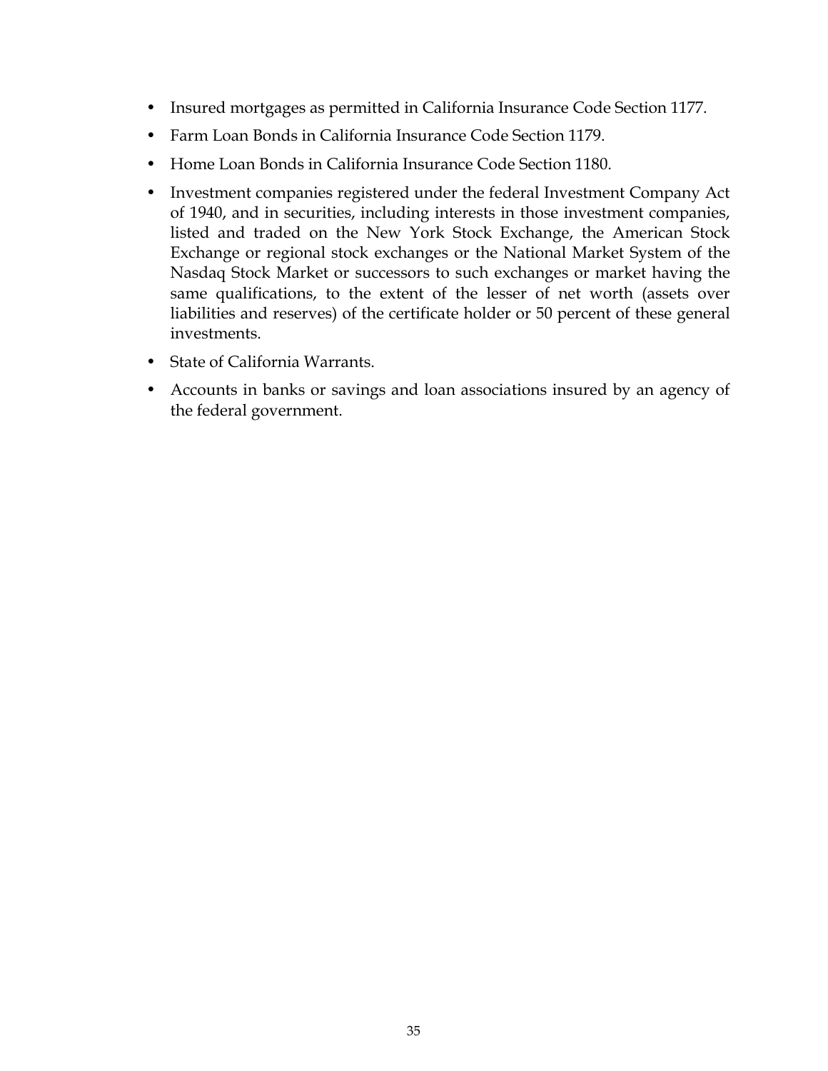- Insured mortgages as permitted in California Insurance Code Section 1177.
- Farm Loan Bonds in California Insurance Code Section 1179.
- Home Loan Bonds in California Insurance Code Section 1180.
- Investment companies registered under the federal Investment Company Act of 1940, and in securities, including interests in those investment companies, listed and traded on the New York Stock Exchange, the American Stock Exchange or regional stock exchanges or the National Market System of the Nasdaq Stock Market or successors to such exchanges or market having the same qualifications, to the extent of the lesser of net worth (assets over liabilities and reserves) of the certificate holder or 50 percent of these general investments.
- State of California Warrants.
- Accounts in banks or savings and loan associations insured by an agency of the federal government.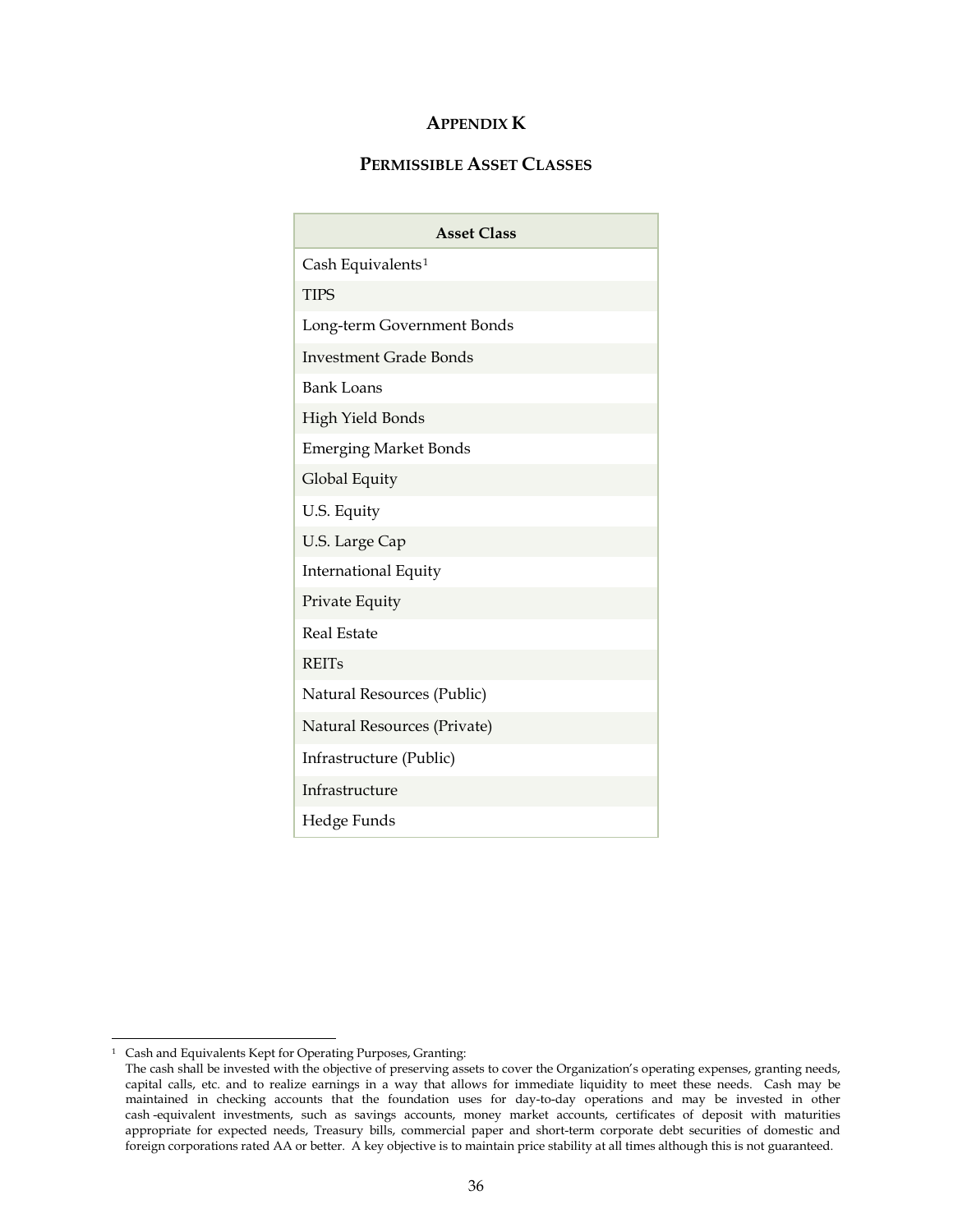## APPENDIX K

## PERMISSIBLE ASSET CLASSES

| Asset Class |
|---|
| Cash Equivalents[1] |
| TIPS |
| Long-term Government Bonds |
| Investment Grade Bonds |
| Bank Loans |
| High Yield Bonds |
| Emerging Market Bonds |
| Global Equity |
| U.S. Equity |
| U.S. Large Cap |
| International Equity |
| Private Equity |
| Real Estate |
| REITs |
| Natural Resources (Public) |
| Natural Resources (Private) |
| Infrastructure (Public) |
| Infrastructure |
| Hedge Funds |

---

[1] Cash and Equivalents Kept for Operating Purposes, Granting:
The cash shall be invested with the objective of preserving assets to cover the Organization's operating expenses, granting needs, capital calls, etc. and to realize earnings in a way that allows for immediate liquidity to meet these needs. Cash may be maintained in checking accounts that the foundation uses for day-to-day operations and may be invested in other cash-equivalent investments, such as savings accounts, money market accounts, certificates of deposit with maturities appropriate for expected needs, Treasury bills, commercial paper and short-term corporate debt securities of domestic and foreign corporations rated AA or better. A key objective is to maintain price stability at all times although this is not guaranteed.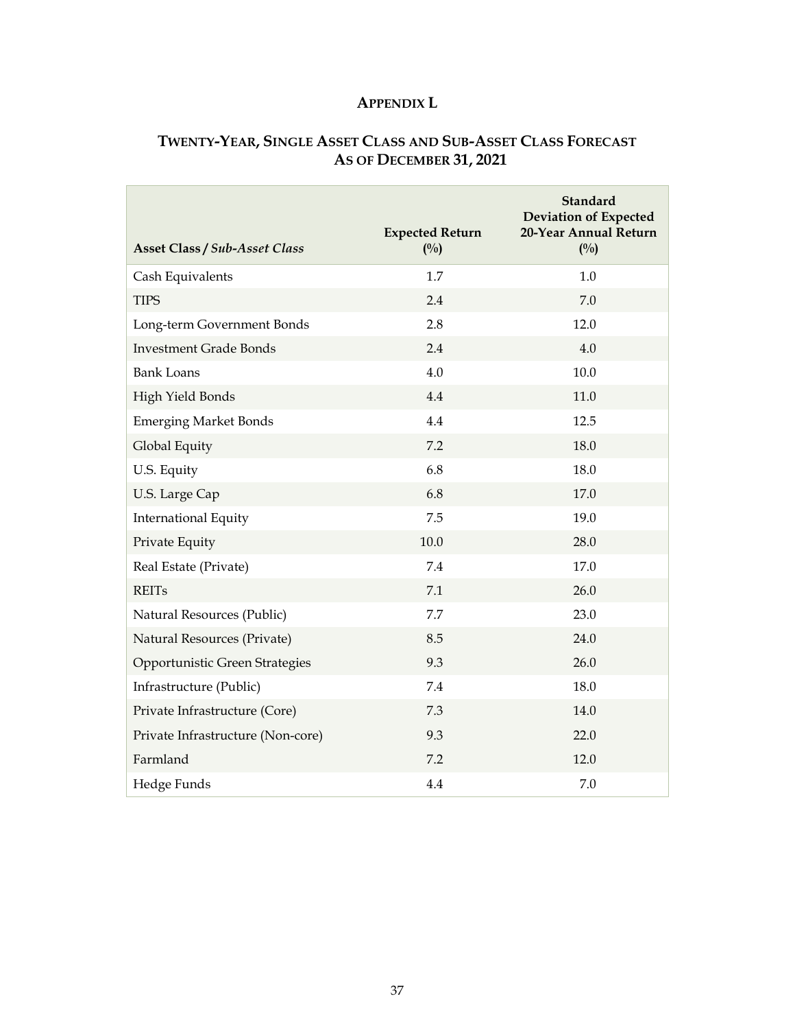# APPENDIX L

## TWENTY-YEAR, SINGLE ASSET CLASS AND SUB-ASSET CLASS FORECAST AS OF DECEMBER 31, 2021

| **Asset Class / *Sub-Asset Class*** | **Expected Return (%)** | **Standard Deviation of Expected 20-Year Annual Return (%)** |
|---|---|---|
| Cash Equivalents | 1.7 | 1.0 |
| TIPS | 2.4 | 7.0 |
| Long-term Government Bonds | 2.8 | 12.0 |
| Investment Grade Bonds | 2.4 | 4.0 |
| Bank Loans | 4.0 | 10.0 |
| High Yield Bonds | 4.4 | 11.0 |
| Emerging Market Bonds | 4.4 | 12.5 |
| Global Equity | 7.2 | 18.0 |
| U.S. Equity | 6.8 | 18.0 |
| U.S. Large Cap | 6.8 | 17.0 |
| International Equity | 7.5 | 19.0 |
| Private Equity | 10.0 | 28.0 |
| Real Estate (Private) | 7.4 | 17.0 |
| REITs | 7.1 | 26.0 |
| Natural Resources (Public) | 7.7 | 23.0 |
| Natural Resources (Private) | 8.5 | 24.0 |
| Opportunistic Green Strategies | 9.3 | 26.0 |
| Infrastructure (Public) | 7.4 | 18.0 |
| Private Infrastructure (Core) | 7.3 | 14.0 |
| Private Infrastructure (Non-core) | 9.3 | 22.0 |
| Farmland | 7.2 | 12.0 |
| Hedge Funds | 4.4 | 7.0 |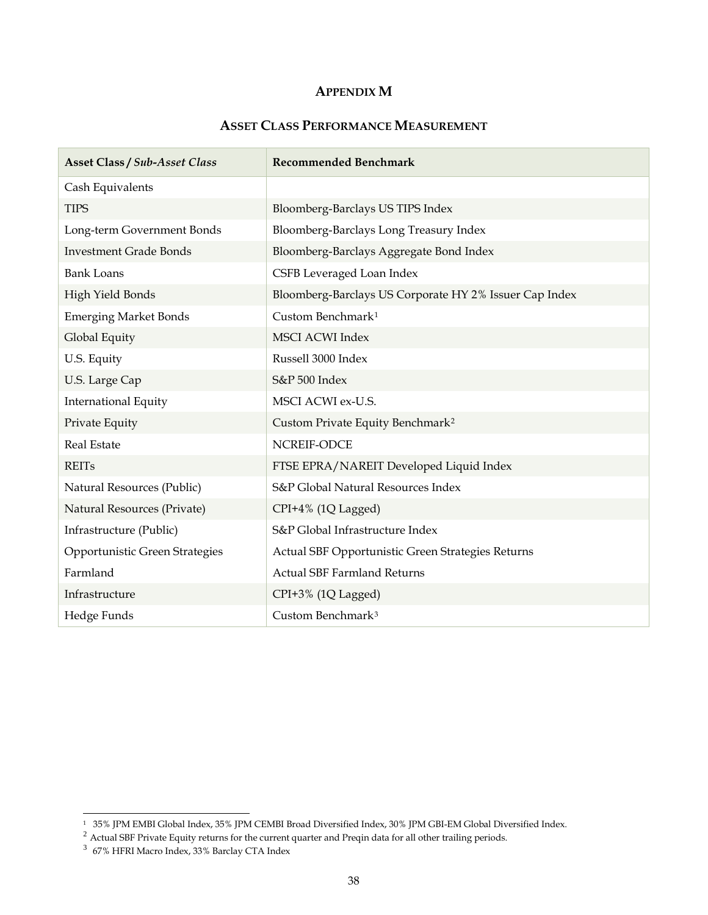# APPENDIX M

## ASSET CLASS PERFORMANCE MEASUREMENT

| **Asset Class / *Sub-Asset Class*** | **Recommended Benchmark** |
|---|---|
| Cash Equivalents | |
| TIPS | Bloomberg-Barclays US TIPS Index |
| Long-term Government Bonds | Bloomberg-Barclays Long Treasury Index |
| Investment Grade Bonds | Bloomberg-Barclays Aggregate Bond Index |
| Bank Loans | CSFB Leveraged Loan Index |
| High Yield Bonds | Bloomberg-Barclays US Corporate HY 2% Issuer Cap Index |
| Emerging Market Bonds | Custom Benchmark[1] |
| Global Equity | MSCI ACWI Index |
| U.S. Equity | Russell 3000 Index |
| U.S. Large Cap | S&P 500 Index |
| International Equity | MSCI ACWI ex-U.S. |
| Private Equity | Custom Private Equity Benchmark[2] |
| Real Estate | NCREIF-ODCE |
| REITs | FTSE EPRA/NAREIT Developed Liquid Index |
| Natural Resources (Public) | S&P Global Natural Resources Index |
| Natural Resources (Private) | CPI+4% (1Q Lagged) |
| Infrastructure (Public) | S&P Global Infrastructure Index |
| Opportunistic Green Strategies | Actual SBF Opportunistic Green Strategies Returns |
| Farmland | Actual SBF Farmland Returns |
| Infrastructure | CPI+3% (1Q Lagged) |
| Hedge Funds | Custom Benchmark[3] |

---

[1] 35% JPM EMBI Global Index, 35% JPM CEMBI Broad Diversified Index, 30% JPM GBI-EM Global Diversified Index.

[2] Actual SBF Private Equity returns for the current quarter and Preqin data for all other trailing periods.

[3] 67% HFRI Macro Index, 33% Barclay CTA Index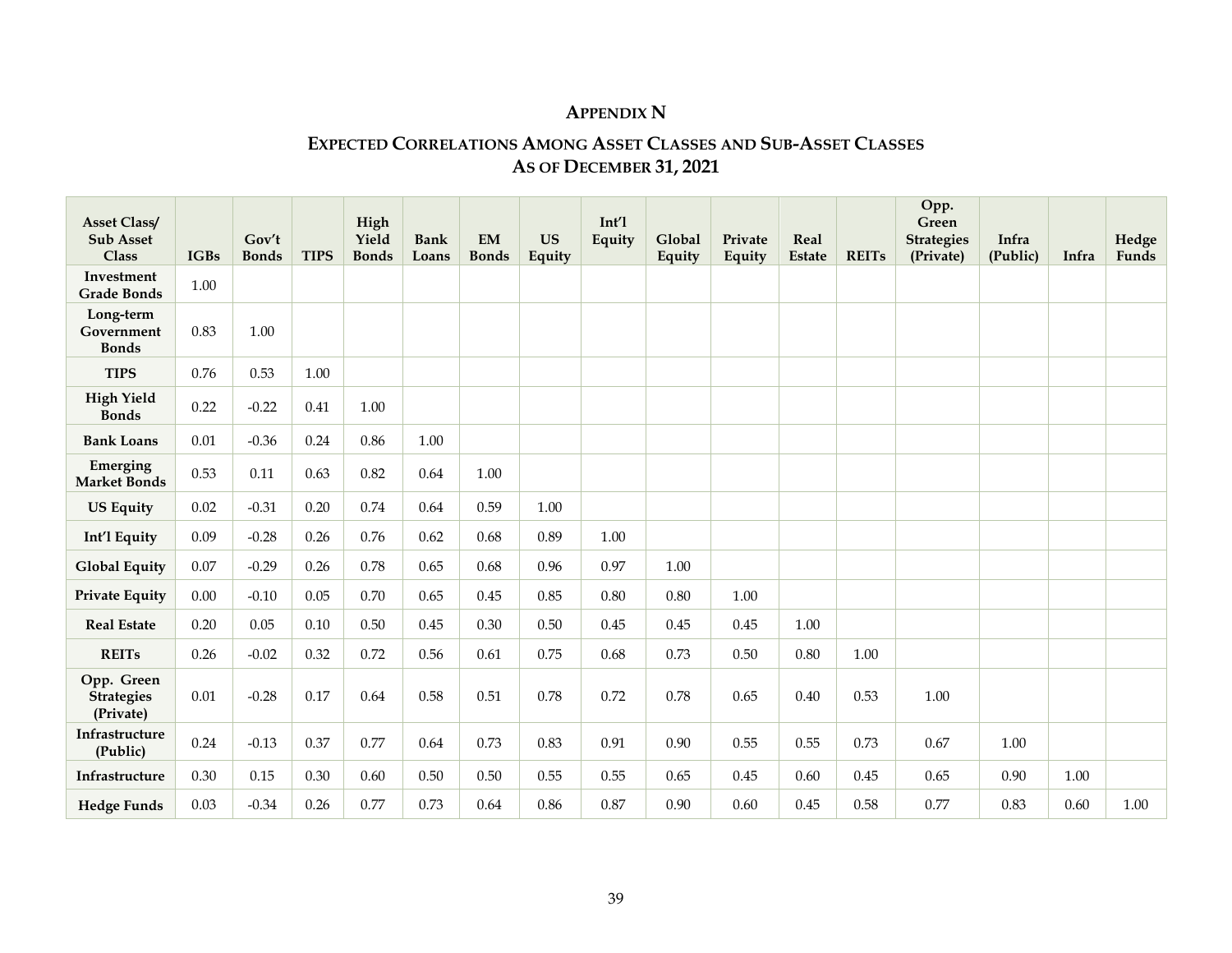## Appendix N

### Expected Correlations Among Asset Classes and Sub-Asset Classes As of December 31, 2021

| Asset Class/ Sub Asset Class | IGBs | Gov't Bonds | TIPS | High Yield Bonds | Bank Loans | EM Bonds | US Equity | Int'l Equity | Global Equity | Private Equity | Real Estate | REITs | Opp. Green Strategies (Private) | Infra (Public) | Infra | Hedge Funds |
|---|---|---|---|---|---|---|---|---|---|---|---|---|---|---|---|---|
| **Investment Grade Bonds** | 1.00 | | | | | | | | | | | | | | | |
| **Long-term Government Bonds** | 0.83 | 1.00 | | | | | | | | | | | | | | |
| **TIPS** | 0.76 | 0.53 | 1.00 | | | | | | | | | | | | | |
| **High Yield Bonds** | 0.22 | -0.22 | 0.41 | 1.00 | | | | | | | | | | | | |
| **Bank Loans** | 0.01 | -0.36 | 0.24 | 0.86 | 1.00 | | | | | | | | | | | |
| **Emerging Market Bonds** | 0.53 | 0.11 | 0.63 | 0.82 | 0.64 | 1.00 | | | | | | | | | | |
| **US Equity** | 0.02 | -0.31 | 0.20 | 0.74 | 0.64 | 0.59 | 1.00 | | | | | | | | | |
| **Int'l Equity** | 0.09 | -0.28 | 0.26 | 0.76 | 0.62 | 0.68 | 0.89 | 1.00 | | | | | | | | |
| **Global Equity** | 0.07 | -0.29 | 0.26 | 0.78 | 0.65 | 0.68 | 0.96 | 0.97 | 1.00 | | | | | | | |
| **Private Equity** | 0.00 | -0.10 | 0.05 | 0.70 | 0.65 | 0.45 | 0.85 | 0.80 | 0.80 | 1.00 | | | | | | |
| **Real Estate** | 0.20 | 0.05 | 0.10 | 0.50 | 0.45 | 0.30 | 0.50 | 0.45 | 0.45 | 0.45 | 1.00 | | | | | |
| **REITs** | 0.26 | -0.02 | 0.32 | 0.72 | 0.56 | 0.61 | 0.75 | 0.68 | 0.73 | 0.50 | 0.80 | 1.00 | | | | |
| **Opp. Green Strategies (Private)** | 0.01 | -0.28 | 0.17 | 0.64 | 0.58 | 0.51 | 0.78 | 0.72 | 0.78 | 0.65 | 0.40 | 0.53 | 1.00 | | | |
| **Infrastructure (Public)** | 0.24 | -0.13 | 0.37 | 0.77 | 0.64 | 0.73 | 0.83 | 0.91 | 0.90 | 0.55 | 0.55 | 0.73 | 0.67 | 1.00 | | |
| **Infrastructure** | 0.30 | 0.15 | 0.30 | 0.60 | 0.50 | 0.50 | 0.55 | 0.55 | 0.65 | 0.45 | 0.60 | 0.45 | 0.65 | 0.90 | 1.00 | |
| **Hedge Funds** | 0.03 | -0.34 | 0.26 | 0.77 | 0.73 | 0.64 | 0.86 | 0.87 | 0.90 | 0.60 | 0.45 | 0.58 | 0.77 | 0.83 | 0.60 | 1.00 |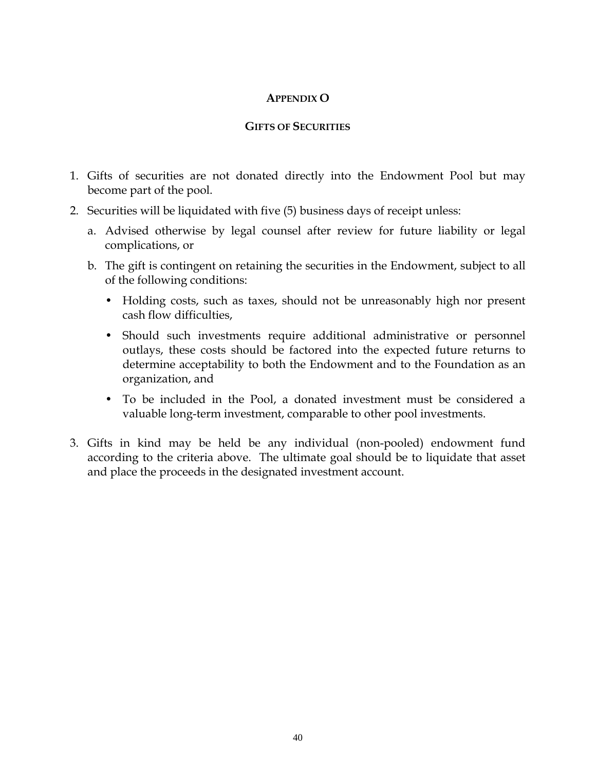## APPENDIX O

### GIFTS OF SECURITIES

1. Gifts of securities are not donated directly into the Endowment Pool but may become part of the pool.
2. Securities will be liquidated with five (5) business days of receipt unless:
   a. Advised otherwise by legal counsel after review for future liability or legal complications, or
   b. The gift is contingent on retaining the securities in the Endowment, subject to all of the following conditions:
      - Holding costs, such as taxes, should not be unreasonably high nor present cash flow difficulties,
      - Should such investments require additional administrative or personnel outlays, these costs should be factored into the expected future returns to determine acceptability to both the Endowment and to the Foundation as an organization, and
      - To be included in the Pool, a donated investment must be considered a valuable long-term investment, comparable to other pool investments.
3. Gifts in kind may be held be any individual (non-pooled) endowment fund according to the criteria above. The ultimate goal should be to liquidate that asset and place the proceeds in the designated investment account.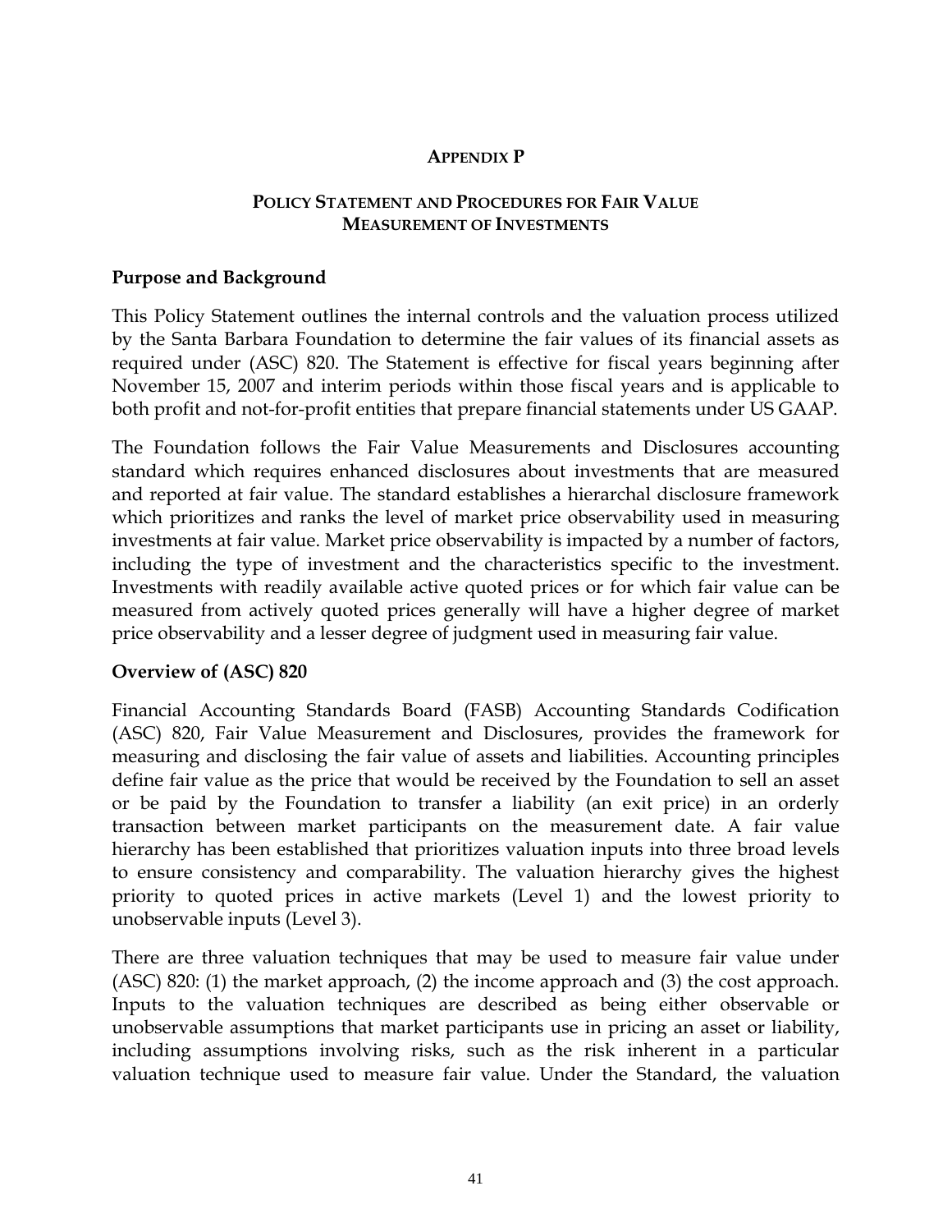# APPENDIX P

## POLICY STATEMENT AND PROCEDURES FOR FAIR VALUE MEASUREMENT OF INVESTMENTS

### Purpose and Background

This Policy Statement outlines the internal controls and the valuation process utilized by the Santa Barbara Foundation to determine the fair values of its financial assets as required under (ASC) 820. The Statement is effective for fiscal years beginning after November 15, 2007 and interim periods within those fiscal years and is applicable to both profit and not-for-profit entities that prepare financial statements under US GAAP.

The Foundation follows the Fair Value Measurements and Disclosures accounting standard which requires enhanced disclosures about investments that are measured and reported at fair value. The standard establishes a hierarchal disclosure framework which prioritizes and ranks the level of market price observability used in measuring investments at fair value. Market price observability is impacted by a number of factors, including the type of investment and the characteristics specific to the investment. Investments with readily available active quoted prices or for which fair value can be measured from actively quoted prices generally will have a higher degree of market price observability and a lesser degree of judgment used in measuring fair value.

### Overview of (ASC) 820

Financial Accounting Standards Board (FASB) Accounting Standards Codification (ASC) 820, Fair Value Measurement and Disclosures, provides the framework for measuring and disclosing the fair value of assets and liabilities. Accounting principles define fair value as the price that would be received by the Foundation to sell an asset or be paid by the Foundation to transfer a liability (an exit price) in an orderly transaction between market participants on the measurement date. A fair value hierarchy has been established that prioritizes valuation inputs into three broad levels to ensure consistency and comparability. The valuation hierarchy gives the highest priority to quoted prices in active markets (Level 1) and the lowest priority to unobservable inputs (Level 3).

There are three valuation techniques that may be used to measure fair value under (ASC) 820: (1) the market approach, (2) the income approach and (3) the cost approach. Inputs to the valuation techniques are described as being either observable or unobservable assumptions that market participants use in pricing an asset or liability, including assumptions involving risks, such as the risk inherent in a particular valuation technique used to measure fair value. Under the Standard, the valuation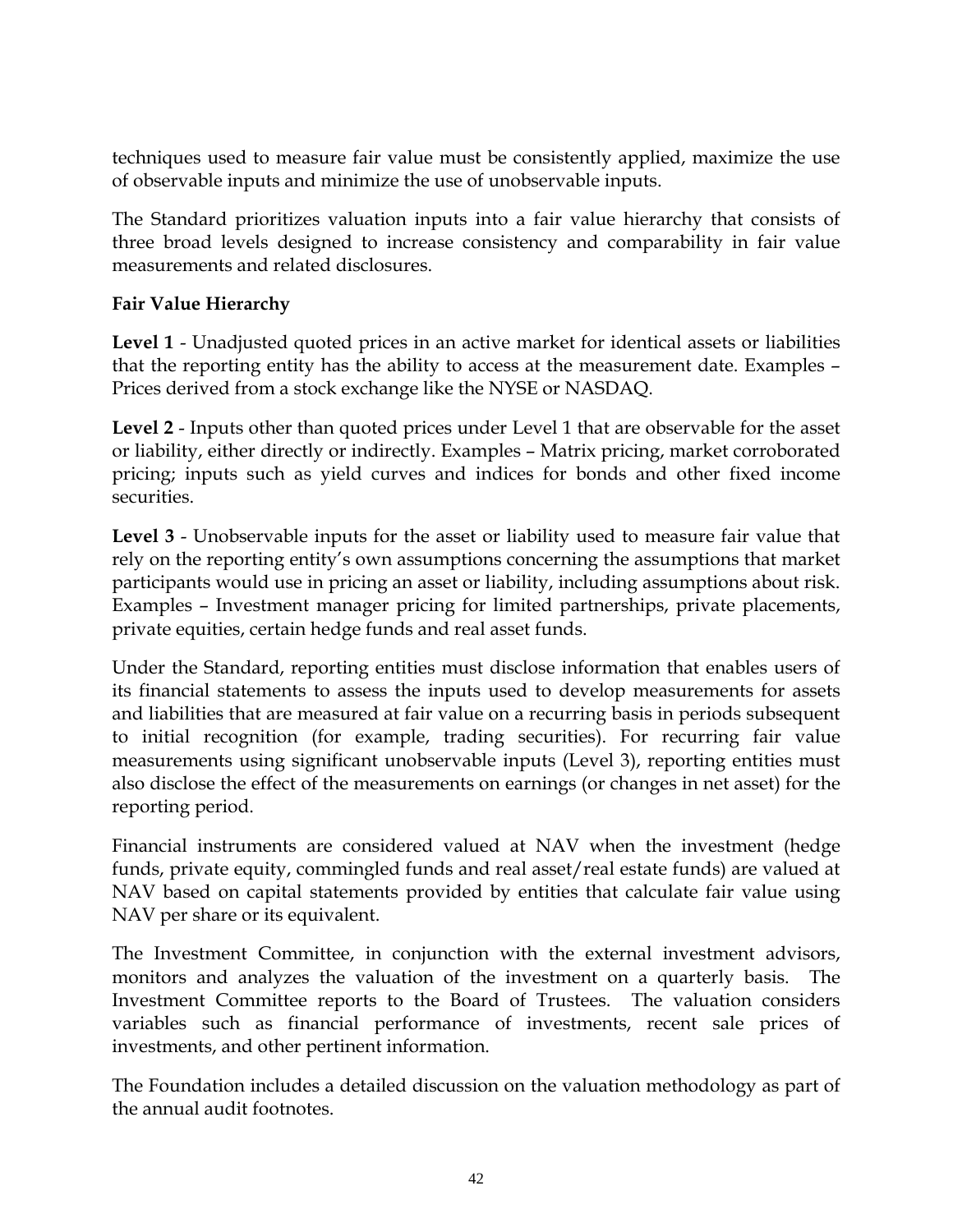techniques used to measure fair value must be consistently applied, maximize the use of observable inputs and minimize the use of unobservable inputs.

The Standard prioritizes valuation inputs into a fair value hierarchy that consists of three broad levels designed to increase consistency and comparability in fair value measurements and related disclosures.

**Fair Value Hierarchy**

**Level 1** - Unadjusted quoted prices in an active market for identical assets or liabilities that the reporting entity has the ability to access at the measurement date. Examples – Prices derived from a stock exchange like the NYSE or NASDAQ.

**Level 2** - Inputs other than quoted prices under Level 1 that are observable for the asset or liability, either directly or indirectly. Examples – Matrix pricing, market corroborated pricing; inputs such as yield curves and indices for bonds and other fixed income securities.

**Level 3** - Unobservable inputs for the asset or liability used to measure fair value that rely on the reporting entity's own assumptions concerning the assumptions that market participants would use in pricing an asset or liability, including assumptions about risk. Examples – Investment manager pricing for limited partnerships, private placements, private equities, certain hedge funds and real asset funds.

Under the Standard, reporting entities must disclose information that enables users of its financial statements to assess the inputs used to develop measurements for assets and liabilities that are measured at fair value on a recurring basis in periods subsequent to initial recognition (for example, trading securities). For recurring fair value measurements using significant unobservable inputs (Level 3), reporting entities must also disclose the effect of the measurements on earnings (or changes in net asset) for the reporting period.

Financial instruments are considered valued at NAV when the investment (hedge funds, private equity, commingled funds and real asset/real estate funds) are valued at NAV based on capital statements provided by entities that calculate fair value using NAV per share or its equivalent.

The Investment Committee, in conjunction with the external investment advisors, monitors and analyzes the valuation of the investment on a quarterly basis. The Investment Committee reports to the Board of Trustees. The valuation considers variables such as financial performance of investments, recent sale prices of investments, and other pertinent information.

The Foundation includes a detailed discussion on the valuation methodology as part of the annual audit footnotes.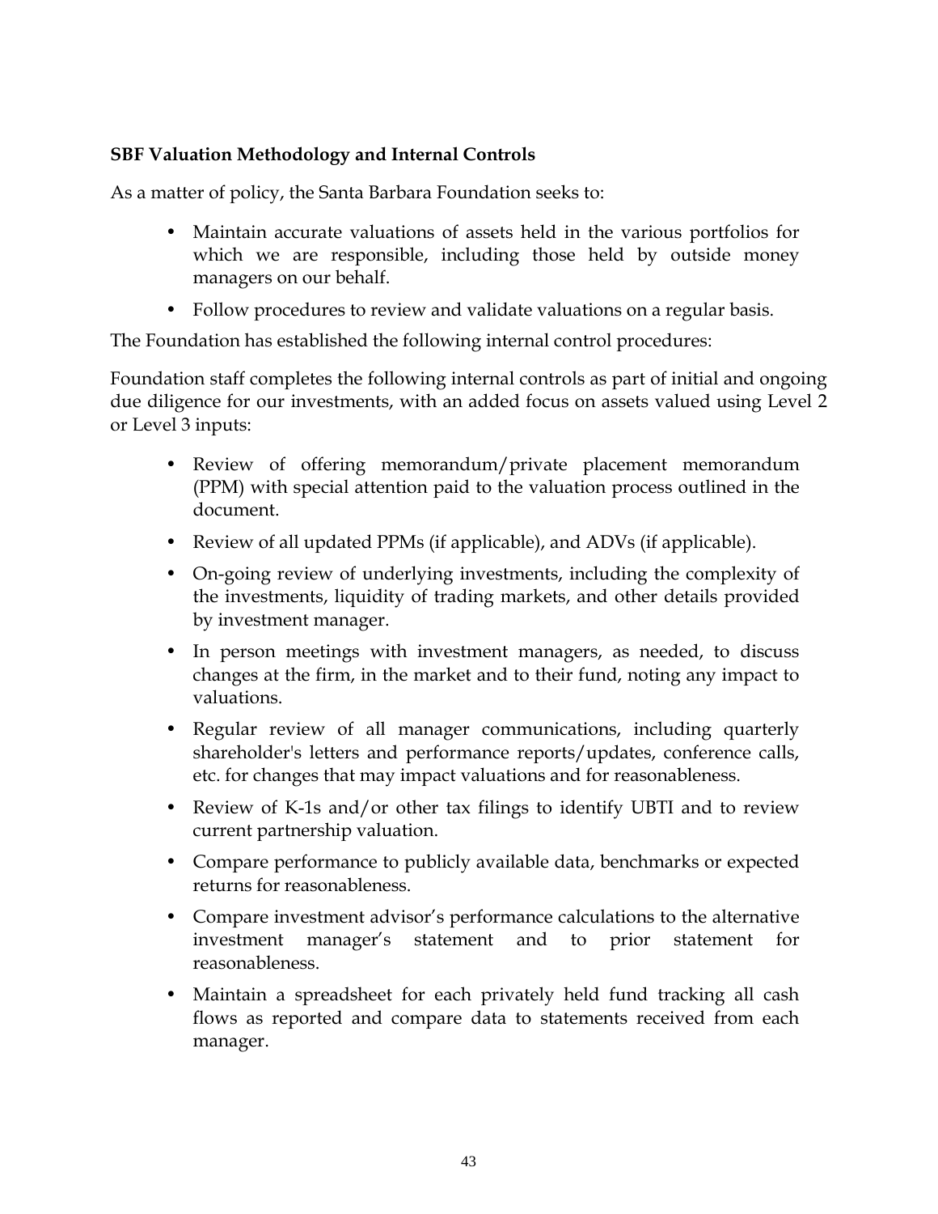**SBF Valuation Methodology and Internal Controls**

As a matter of policy, the Santa Barbara Foundation seeks to:

- Maintain accurate valuations of assets held in the various portfolios for which we are responsible, including those held by outside money managers on our behalf.
- Follow procedures to review and validate valuations on a regular basis.

The Foundation has established the following internal control procedures:

Foundation staff completes the following internal controls as part of initial and ongoing due diligence for our investments, with an added focus on assets valued using Level 2 or Level 3 inputs:

- Review of offering memorandum/private placement memorandum (PPM) with special attention paid to the valuation process outlined in the document.
- Review of all updated PPMs (if applicable), and ADVs (if applicable).
- On-going review of underlying investments, including the complexity of the investments, liquidity of trading markets, and other details provided by investment manager.
- In person meetings with investment managers, as needed, to discuss changes at the firm, in the market and to their fund, noting any impact to valuations.
- Regular review of all manager communications, including quarterly shareholder's letters and performance reports/updates, conference calls, etc. for changes that may impact valuations and for reasonableness.
- Review of K-1s and/or other tax filings to identify UBTI and to review current partnership valuation.
- Compare performance to publicly available data, benchmarks or expected returns for reasonableness.
- Compare investment advisor's performance calculations to the alternative investment manager's statement and to prior statement for reasonableness.
- Maintain a spreadsheet for each privately held fund tracking all cash flows as reported and compare data to statements received from each manager.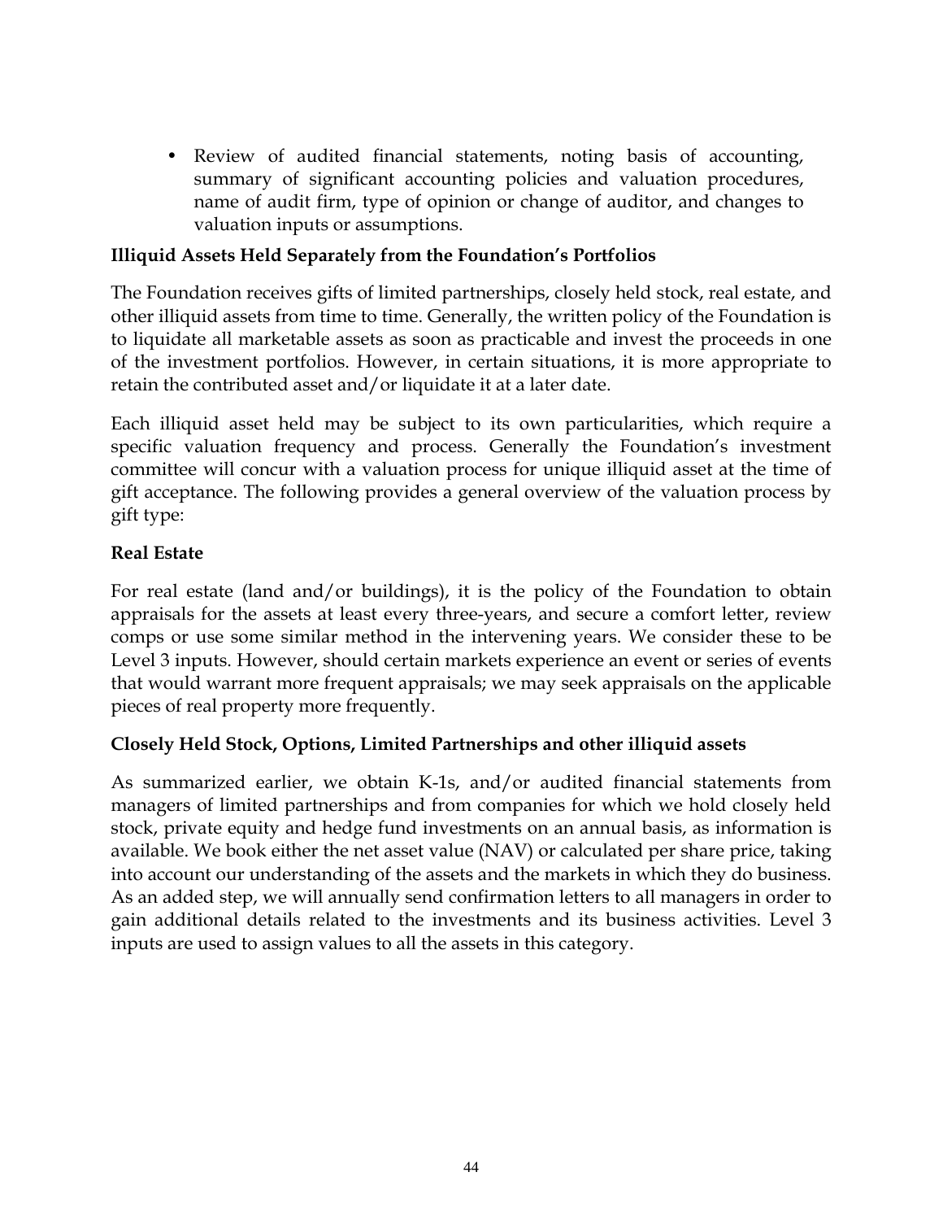- Review of audited financial statements, noting basis of accounting, summary of significant accounting policies and valuation procedures, name of audit firm, type of opinion or change of auditor, and changes to valuation inputs or assumptions.

**Illiquid Assets Held Separately from the Foundation's Portfolios**

The Foundation receives gifts of limited partnerships, closely held stock, real estate, and other illiquid assets from time to time. Generally, the written policy of the Foundation is to liquidate all marketable assets as soon as practicable and invest the proceeds in one of the investment portfolios. However, in certain situations, it is more appropriate to retain the contributed asset and/or liquidate it at a later date.

Each illiquid asset held may be subject to its own particularities, which require a specific valuation frequency and process. Generally the Foundation's investment committee will concur with a valuation process for unique illiquid asset at the time of gift acceptance. The following provides a general overview of the valuation process by gift type:

**Real Estate**

For real estate (land and/or buildings), it is the policy of the Foundation to obtain appraisals for the assets at least every three-years, and secure a comfort letter, review comps or use some similar method in the intervening years. We consider these to be Level 3 inputs. However, should certain markets experience an event or series of events that would warrant more frequent appraisals; we may seek appraisals on the applicable pieces of real property more frequently.

**Closely Held Stock, Options, Limited Partnerships and other illiquid assets**

As summarized earlier, we obtain K-1s, and/or audited financial statements from managers of limited partnerships and from companies for which we hold closely held stock, private equity and hedge fund investments on an annual basis, as information is available. We book either the net asset value (NAV) or calculated per share price, taking into account our understanding of the assets and the markets in which they do business. As an added step, we will annually send confirmation letters to all managers in order to gain additional details related to the investments and its business activities. Level 3 inputs are used to assign values to all the assets in this category.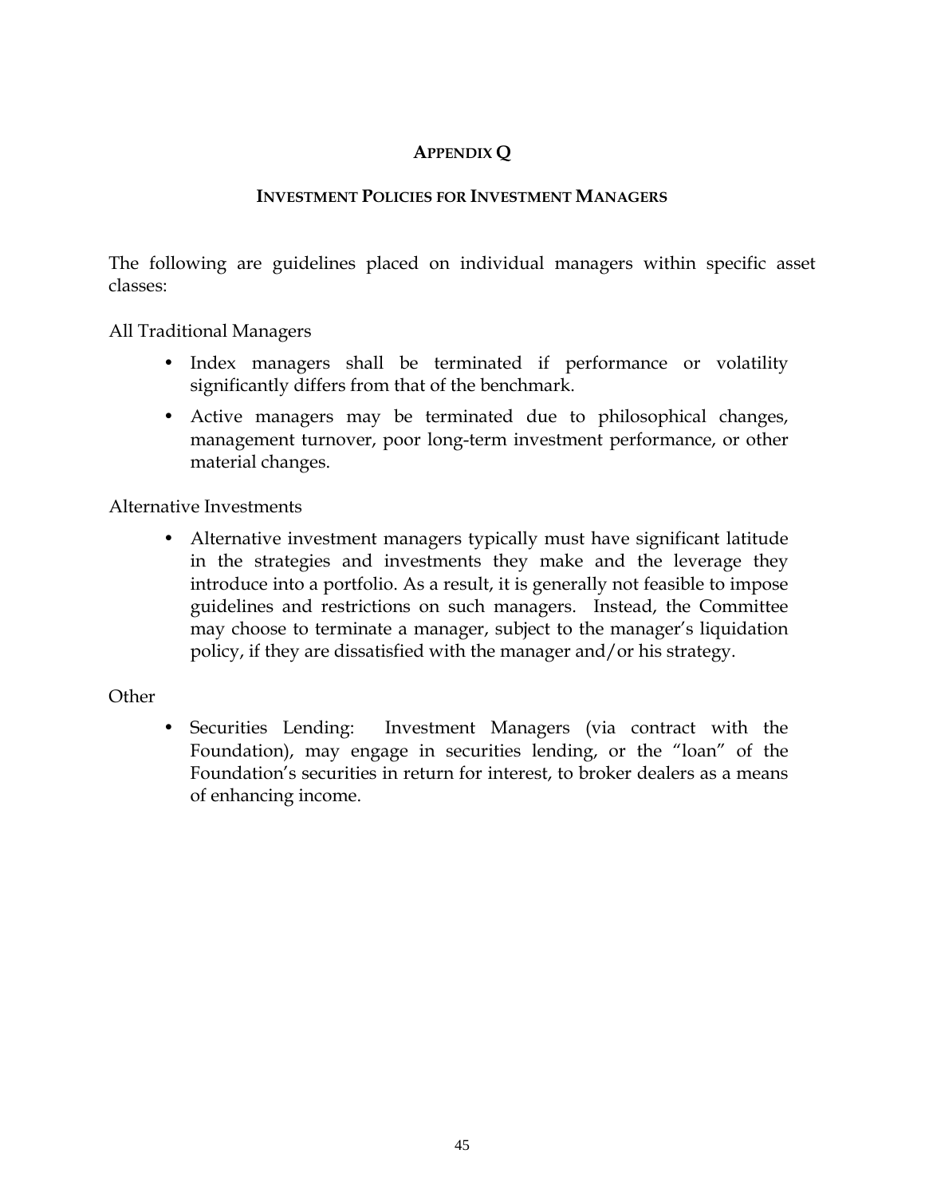## Appendix Q

### Investment Policies for Investment Managers

The following are guidelines placed on individual managers within specific asset classes:

All Traditional Managers

- Index managers shall be terminated if performance or volatility significantly differs from that of the benchmark.
- Active managers may be terminated due to philosophical changes, management turnover, poor long-term investment performance, or other material changes.

Alternative Investments

- Alternative investment managers typically must have significant latitude in the strategies and investments they make and the leverage they introduce into a portfolio. As a result, it is generally not feasible to impose guidelines and restrictions on such managers. Instead, the Committee may choose to terminate a manager, subject to the manager's liquidation policy, if they are dissatisfied with the manager and/or his strategy.

Other

- Securities Lending: Investment Managers (via contract with the Foundation), may engage in securities lending, or the "loan" of the Foundation's securities in return for interest, to broker dealers as a means of enhancing income.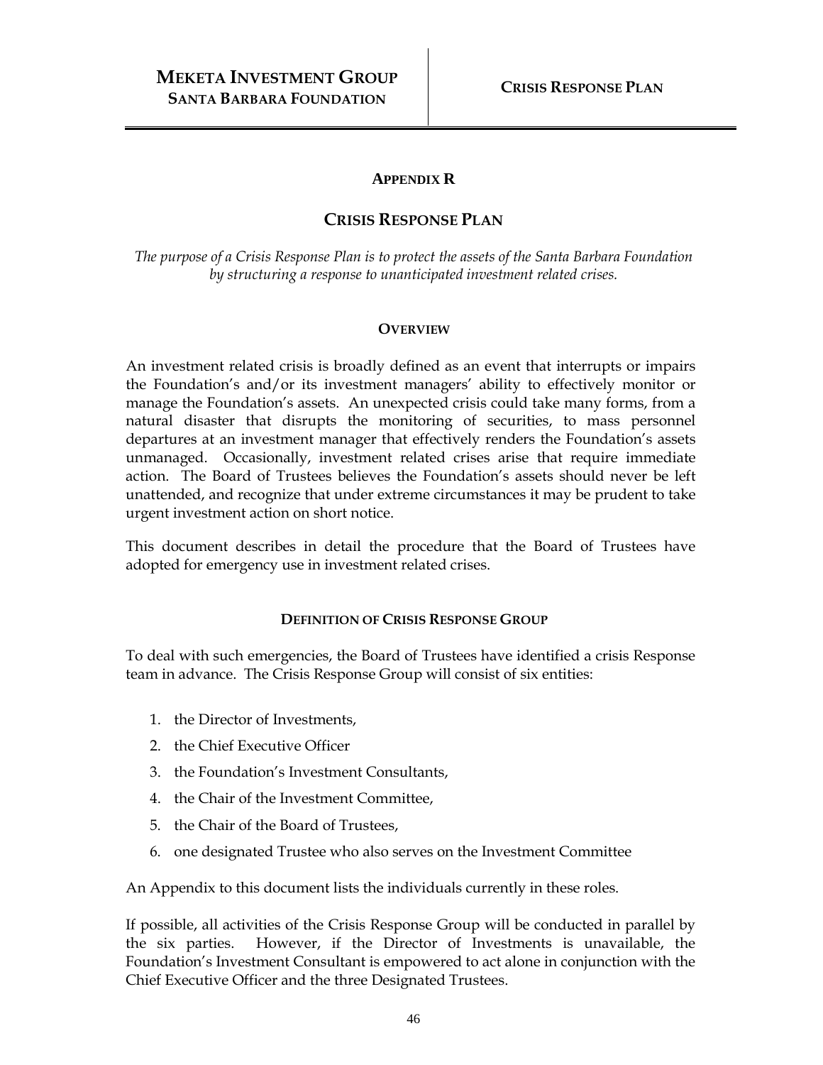## APPENDIX R

## CRISIS RESPONSE PLAN

*The purpose of a Crisis Response Plan is to protect the assets of the Santa Barbara Foundation by structuring a response to unanticipated investment related crises.*

### OVERVIEW

An investment related crisis is broadly defined as an event that interrupts or impairs the Foundation's and/or its investment managers' ability to effectively monitor or manage the Foundation's assets. An unexpected crisis could take many forms, from a natural disaster that disrupts the monitoring of securities, to mass personnel departures at an investment manager that effectively renders the Foundation's assets unmanaged. Occasionally, investment related crises arise that require immediate action. The Board of Trustees believes the Foundation's assets should never be left unattended, and recognize that under extreme circumstances it may be prudent to take urgent investment action on short notice.

This document describes in detail the procedure that the Board of Trustees have adopted for emergency use in investment related crises.

### DEFINITION OF CRISIS RESPONSE GROUP

To deal with such emergencies, the Board of Trustees have identified a crisis Response team in advance. The Crisis Response Group will consist of six entities:

1. the Director of Investments,
2. the Chief Executive Officer
3. the Foundation's Investment Consultants,
4. the Chair of the Investment Committee,
5. the Chair of the Board of Trustees,
6. one designated Trustee who also serves on the Investment Committee

An Appendix to this document lists the individuals currently in these roles.

If possible, all activities of the Crisis Response Group will be conducted in parallel by the six parties. However, if the Director of Investments is unavailable, the Foundation's Investment Consultant is empowered to act alone in conjunction with the Chief Executive Officer and the three Designated Trustees.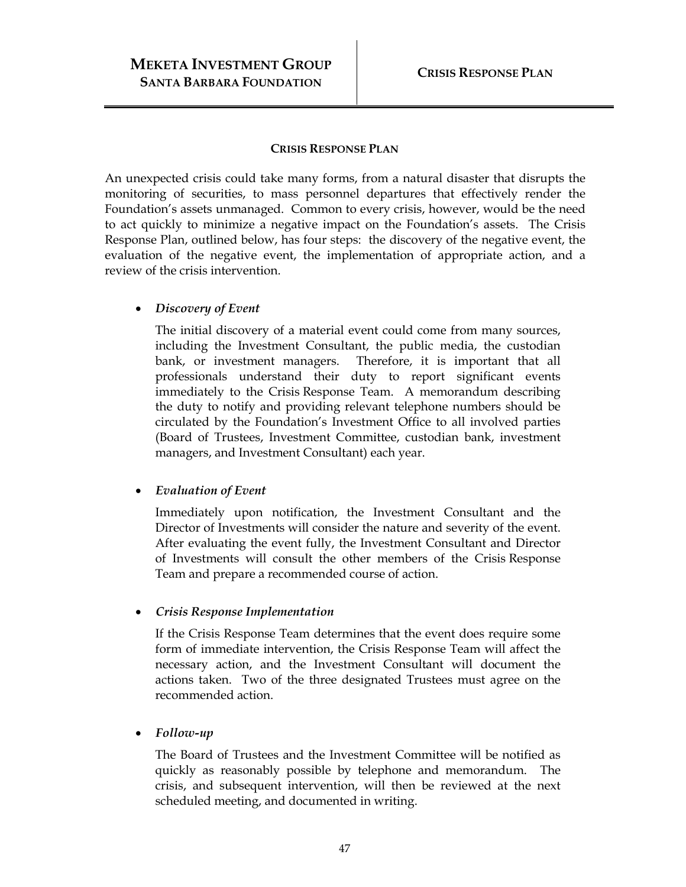## CRISIS RESPONSE PLAN

An unexpected crisis could take many forms, from a natural disaster that disrupts the monitoring of securities, to mass personnel departures that effectively render the Foundation's assets unmanaged. Common to every crisis, however, would be the need to act quickly to minimize a negative impact on the Foundation's assets. The Crisis Response Plan, outlined below, has four steps: the discovery of the negative event, the evaluation of the negative event, the implementation of appropriate action, and a review of the crisis intervention.

- ***Discovery of Event***

  The initial discovery of a material event could come from many sources, including the Investment Consultant, the public media, the custodian bank, or investment managers. Therefore, it is important that all professionals understand their duty to report significant events immediately to the Crisis Response Team. A memorandum describing the duty to notify and providing relevant telephone numbers should be circulated by the Foundation's Investment Office to all involved parties (Board of Trustees, Investment Committee, custodian bank, investment managers, and Investment Consultant) each year.

- ***Evaluation of Event***

  Immediately upon notification, the Investment Consultant and the Director of Investments will consider the nature and severity of the event. After evaluating the event fully, the Investment Consultant and Director of Investments will consult the other members of the Crisis Response Team and prepare a recommended course of action.

- ***Crisis Response Implementation***

  If the Crisis Response Team determines that the event does require some form of immediate intervention, the Crisis Response Team will affect the necessary action, and the Investment Consultant will document the actions taken. Two of the three designated Trustees must agree on the recommended action.

- ***Follow-up***

  The Board of Trustees and the Investment Committee will be notified as quickly as reasonably possible by telephone and memorandum. The crisis, and subsequent intervention, will then be reviewed at the next scheduled meeting, and documented in writing.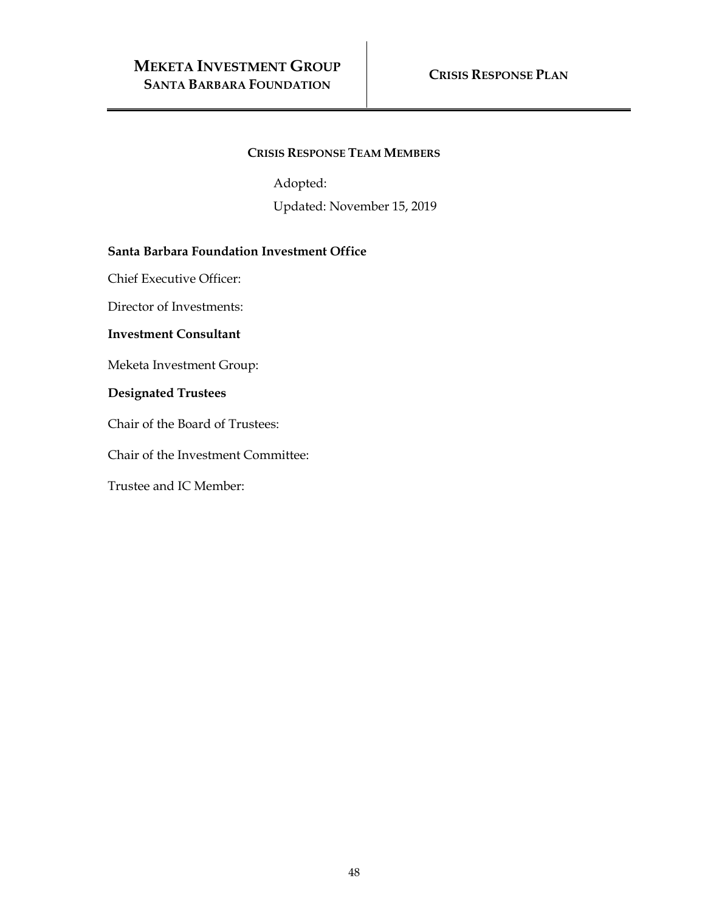## CRISIS RESPONSE TEAM MEMBERS

Adopted:

Updated: November 15, 2019

**Santa Barbara Foundation Investment Office**

Chief Executive Officer:

Director of Investments:

**Investment Consultant**

Meketa Investment Group:

**Designated Trustees**

Chair of the Board of Trustees:

Chair of the Investment Committee:

Trustee and IC Member: